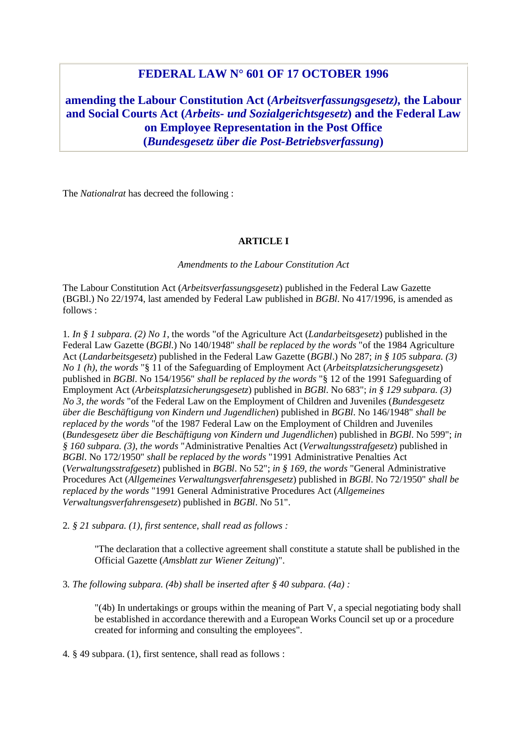# FEDERAL LAW N° 601 OF 17 OCTOBER 1996

## amending the Labour Constitution Act (*Arbeitsverfassungsgesetz)*, the Labour and Social Courts Act (*Arbeits- und Sozialgerichtsgesetz*) and the Federal Law on Employee Representation in the Post Office (*Bundesgesetz über die Post-Betriebsverfassung*)

The *Nationalrat* has decreed the following :

**ARTICLE I**

*Amendments to the Labour Constitution Act*

The Labour Constitution Act (*Arbeitsverfassungsgesetz*) published in the Federal Law Gazette (BGBl.) No 22/1974, last amended by Federal Law published in *BGBl*. No 417/1996, is amended as follows :

1. *In § 1 subpara. (2) No 1*, the words "of the Agriculture Act (*Landarbeitsgesetz*) published in the Federal Law Gazette (*BGBl*.) No 140/1948" *shall be replaced by the words* "of the 1984 Agriculture Act (*Landarbeitsgesetz*) published in the Federal Law Gazette (*BGBl*.) No 287; *in § 105 subpara. (3) No 1 (h), the words* "§ 11 of the Safeguarding of Employment Act (*Arbeitsplatzsicherungsgesetz*) published in *BGBl*. No 154/1956" *shall be replaced by the words* "§ 12 of the 1991 Safeguarding of Employment Act (*Arbeitsplatzsicherungsgesetz*) published in *BGBl*. No 683"; *in § 129 subpara. (3) No 3, the words* "of the Federal Law on the Employment of Children and Juveniles (*Bundesgesetz über die Beschäftigung von Kindern und Jugendlichen*) published in *BGBl*. No 146/1948" *shall be replaced by the words* "of the 1987 Federal Law on the Employment of Children and Juveniles (*Bundesgesetz über die Beschäftigung von Kindern und Jugendlichen*) published in *BGBl*. No 599"; *in § 160 subpara. (3), the words* "Administrative Penalties Act (*Verwaltungsstrafgesetz*) published in *BGBl*. No 172/1950" *shall be replaced by the words* "1991 Administrative Penalties Act (*Verwaltungsstrafgesetz*) published in *BGBl*. No 52"; *in § 169, the words* "General Administrative Procedures Act (*Allgemeines Verwaltungsverfahrensgesetz*) published in *BGBl*. No 72/1950" *shall be replaced by the words* "1991 General Administrative Procedures Act (*Allgemeines Verwaltungsverfahrensgesetz*) published in *BGBl*. No 51".

2. *§ 21 subpara. (1), first sentence, shall read as follows :*

> "The declaration that a collective agreement shall constitute a statute shall be published in the Official Gazette (*Amsblatt zur Wiener Zeitung*)".

3. *The following subpara. (4b) shall be inserted after § 40 subpara. (4a) :*

> "(4b) In undertakings or groups within the meaning of Part V, a special negotiating body shall be established in accordance therewith and a European Works Council set up or a procedure created for informing and consulting the employees".

4. § 49 subpara. (1), first sentence, shall read as follows :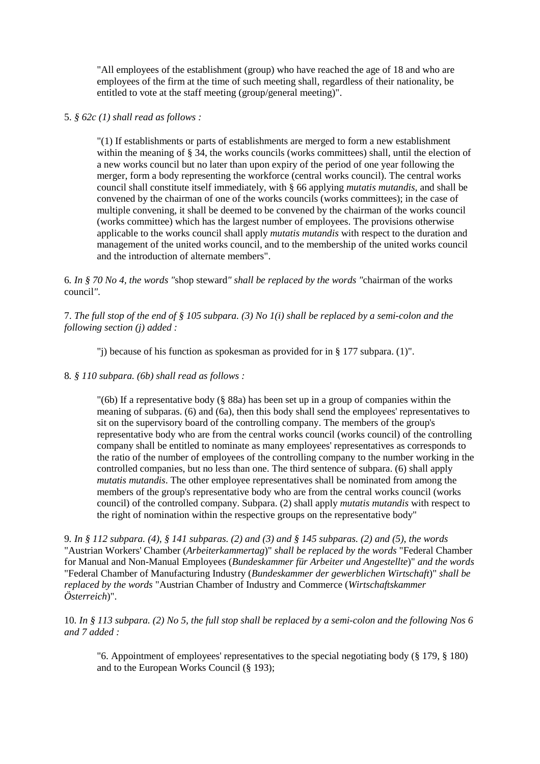"All employees of the establishment (group) who have reached the age of 18 and who are employees of the firm at the time of such meeting shall, regardless of their nationality, be entitled to vote at the staff meeting (group/general meeting)".

5. *§ 62c (1) shall read as follows :*

"(1) If establishments or parts of establishments are merged to form a new establishment within the meaning of § 34, the works councils (works committees) shall, until the election of a new works council but no later than upon expiry of the period of one year following the merger, form a body representing the workforce (central works council). The central works council shall constitute itself immediately, with § 66 applying *mutatis mutandis,* and shall be convened by the chairman of one of the works councils (works committees); in the case of multiple convening, it shall be deemed to be convened by the chairman of the works council (works committee) which has the largest number of employees. The provisions otherwise applicable to the works council shall apply *mutatis mutandis* with respect to the duration and management of the united works council, and to the membership of the united works council and the introduction of alternate members".

6. *In § 70 No 4, the words "*shop steward*" shall be replaced by the words "*chairman of the works council*".*

7. *The full stop of the end of § 105 subpara. (3) No 1(i) shall be replaced by a semi-colon and the following section (j) added :*

"j) because of his function as spokesman as provided for in § 177 subpara. (1)".

8. *§ 110 subpara. (6b) shall read as follows :*

"(6b) If a representative body (§ 88a) has been set up in a group of companies within the meaning of subparas. (6) and (6a), then this body shall send the employees' representatives to sit on the supervisory board of the controlling company. The members of the group's representative body who are from the central works council (works council) of the controlling company shall be entitled to nominate as many employees' representatives as corresponds to the ratio of the number of employees of the controlling company to the number working in the controlled companies, but no less than one. The third sentence of subpara. (6) shall apply *mutatis mutandis*. The other employee representatives shall be nominated from among the members of the group's representative body who are from the central works council (works council) of the controlled company. Subpara. (2) shall apply *mutatis mutandis* with respect to the right of nomination within the respective groups on the representative body"

9. *In § 112 subpara. (4), § 141 subparas. (2) and (3) and § 145 subparas. (2) and (5), the words* "Austrian Workers' Chamber (*Arbeiterkammertag*)" *shall be replaced by the words* "Federal Chamber for Manual and Non-Manual Employees (*Bundeskammer für Arbeiter und Angestellte*)" *and the words* "Federal Chamber of Manufacturing Industry (*Bundeskammer der gewerblichen Wirtschaft*)" *shall be replaced by the words* "Austrian Chamber of Industry and Commerce (*Wirtschaftskammer Österreich*)".

10. *In § 113 subpara. (2) No 5, the full stop shall be replaced by a semi-colon and the following Nos 6 and 7 added :*

"6. Appointment of employees' representatives to the special negotiating body (§ 179, § 180) and to the European Works Council (§ 193);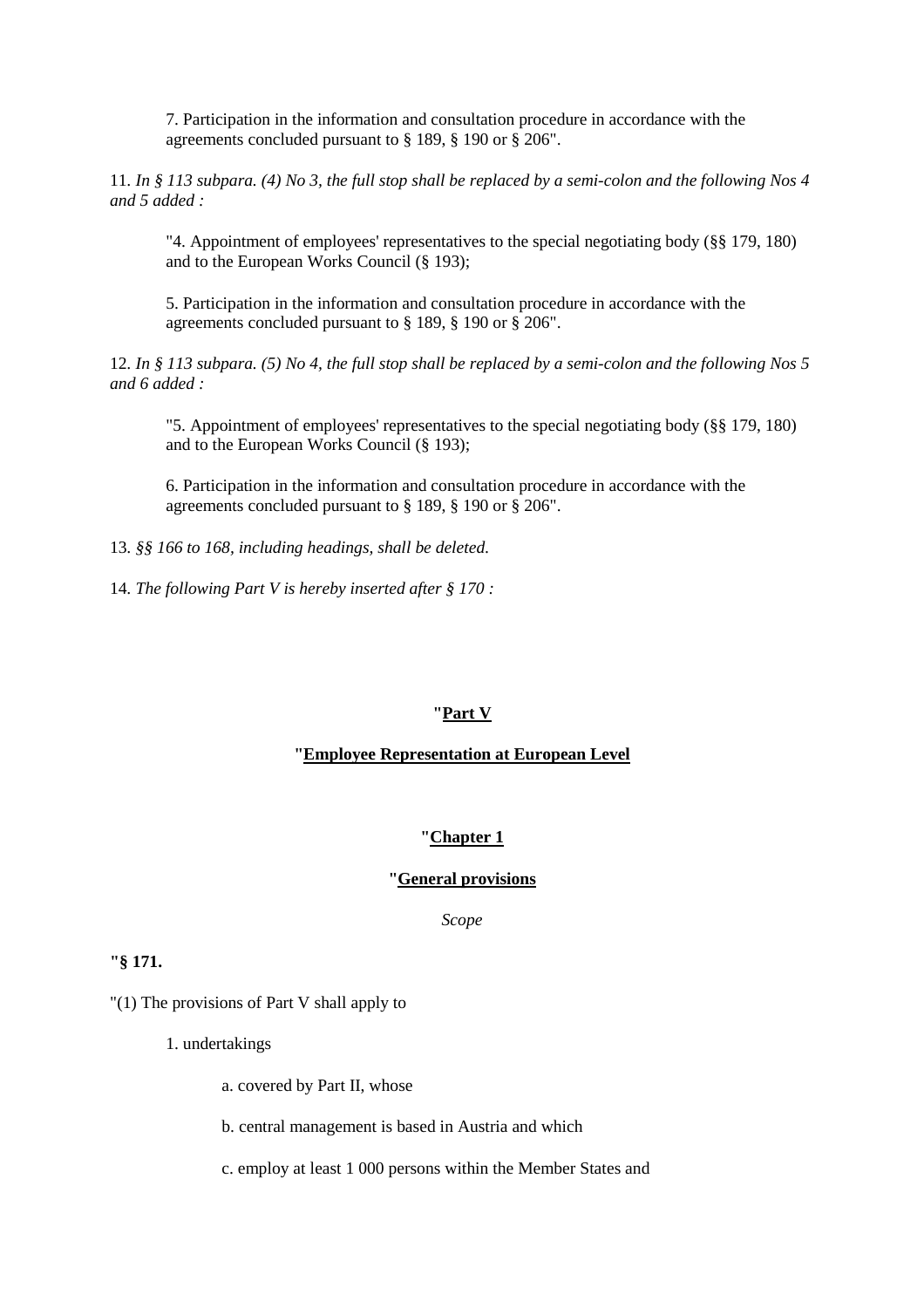7. Participation in the information and consultation procedure in accordance with the agreements concluded pursuant to § 189, § 190 or § 206".

11. *In § 113 subpara. (4) No 3, the full stop shall be replaced by a semi-colon and the following Nos 4 and 5 added :*

"4. Appointment of employees' representatives to the special negotiating body (§§ 179, 180) and to the European Works Council (§ 193);

5. Participation in the information and consultation procedure in accordance with the agreements concluded pursuant to § 189, § 190 or § 206".

12. *In § 113 subpara. (5) No 4, the full stop shall be replaced by a semi-colon and the following Nos 5 and 6 added :*

"5. Appointment of employees' representatives to the special negotiating body (§§ 179, 180) and to the European Works Council (§ 193);

6. Participation in the information and consultation procedure in accordance with the agreements concluded pursuant to § 189, § 190 or § 206".

13. *§§ 166 to 168, including headings, shall be deleted.*

14. *The following Part V is hereby inserted after § 170 :*

## "Part V

## "Employee Representation at European Level

### "Chapter 1

### "General provisions

*Scope*

**"§ 171.**

"(1) The provisions of Part V shall apply to

1. undertakings

   a. covered by Part II, whose

   b. central management is based in Austria and which

   c. employ at least 1 000 persons within the Member States and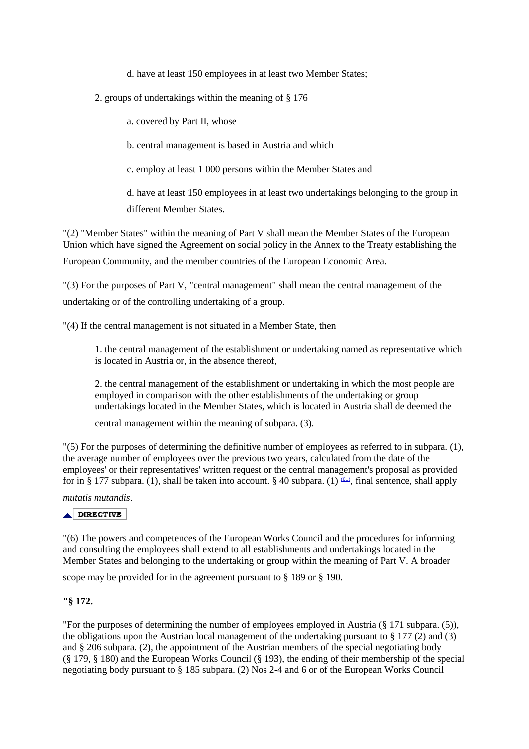d. have at least 150 employees in at least two Member States;

2. groups of undertakings within the meaning of § 176

a. covered by Part II, whose

b. central management is based in Austria and which

c. employ at least 1 000 persons within the Member States and

d. have at least 150 employees in at least two undertakings belonging to the group in different Member States.

"(2) "Member States" within the meaning of Part V shall mean the Member States of the European Union which have signed the Agreement on social policy in the Annex to the Treaty establishing the European Community, and the member countries of the European Economic Area.

"(3) For the purposes of Part V, "central management" shall mean the central management of the undertaking or of the controlling undertaking of a group.

"(4) If the central management is not situated in a Member State, then

1. the central management of the establishment or undertaking named as representative which is located in Austria or, in the absence thereof,

2. the central management of the establishment or undertaking in which the most people are employed in comparison with the other establishments of the undertaking or group undertakings located in the Member States, which is located in Austria shall de deemed the central management within the meaning of subpara. (3).

"(5) For the purposes of determining the definitive number of employees as referred to in subpara. (1), the average number of employees over the previous two years, calculated from the date of the employees' or their representatives' written request or the central management's proposal as provided for in § 177 subpara. (1), shall be taken into account. § 40 subpara. (1) [01], final sentence, shall apply *mutatis mutandis*.

DIRECTIVE

"(6) The powers and competences of the European Works Council and the procedures for informing and consulting the employees shall extend to all establishments and undertakings located in the Member States and belonging to the undertaking or group within the meaning of Part V. A broader scope may be provided for in the agreement pursuant to § 189 or § 190.

**"§ 172.**

"For the purposes of determining the number of employees employed in Austria (§ 171 subpara. (5)), the obligations upon the Austrian local management of the undertaking pursuant to § 177 (2) and (3) and § 206 subpara. (2), the appointment of the Austrian members of the special negotiating body (§ 179, § 180) and the European Works Council (§ 193), the ending of their membership of the special negotiating body pursuant to § 185 subpara. (2) Nos 2-4 and 6 or of the European Works Council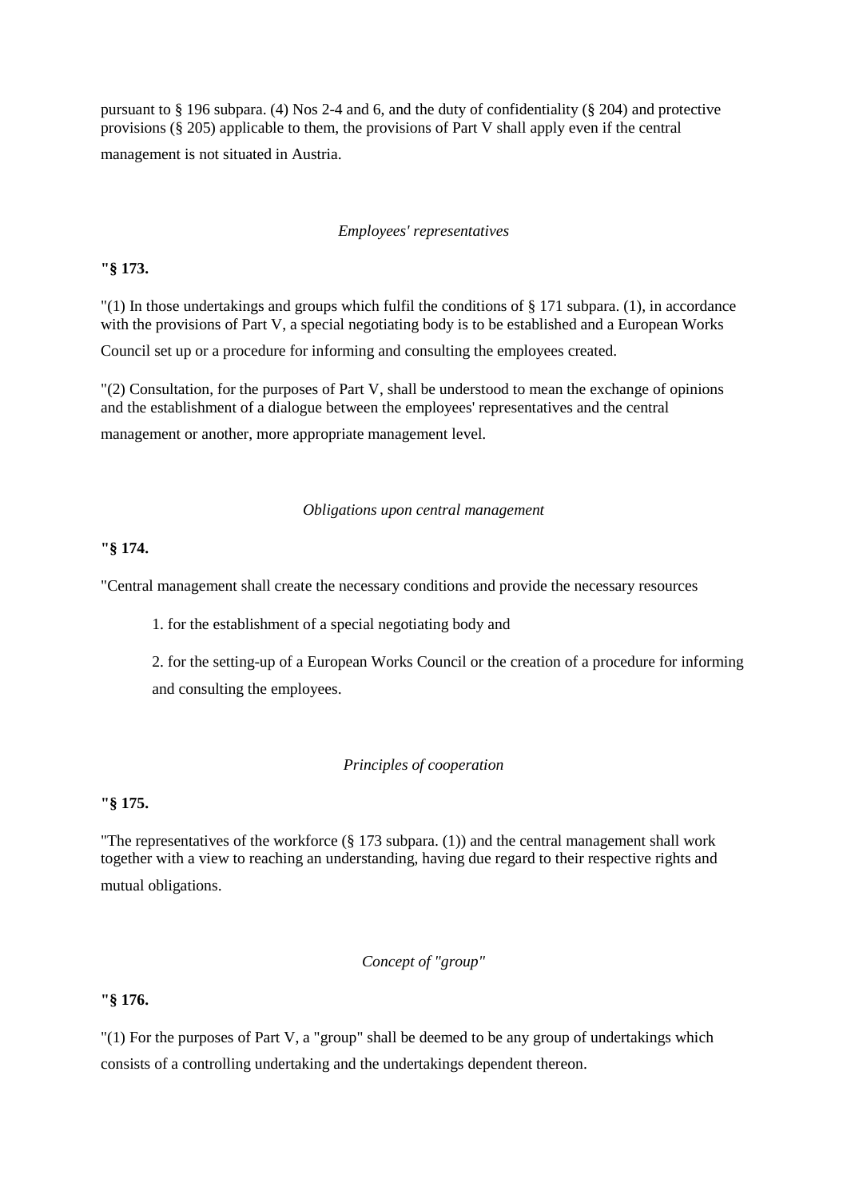pursuant to § 196 subpara. (4) Nos 2-4 and 6, and the duty of confidentiality (§ 204) and protective provisions (§ 205) applicable to them, the provisions of Part V shall apply even if the central management is not situated in Austria.

*Employees' representatives*

**"§ 173.**

"(1) In those undertakings and groups which fulfil the conditions of § 171 subpara. (1), in accordance with the provisions of Part V, a special negotiating body is to be established and a European Works Council set up or a procedure for informing and consulting the employees created.

"(2) Consultation, for the purposes of Part V, shall be understood to mean the exchange of opinions and the establishment of a dialogue between the employees' representatives and the central management or another, more appropriate management level.

*Obligations upon central management*

**"§ 174.**

"Central management shall create the necessary conditions and provide the necessary resources

1. for the establishment of a special negotiating body and

2. for the setting-up of a European Works Council or the creation of a procedure for informing and consulting the employees.

*Principles of cooperation*

**"§ 175.**

"The representatives of the workforce (§ 173 subpara. (1)) and the central management shall work together with a view to reaching an understanding, having due regard to their respective rights and mutual obligations.

*Concept of "group"*

**"§ 176.**

"(1) For the purposes of Part V, a "group" shall be deemed to be any group of undertakings which consists of a controlling undertaking and the undertakings dependent thereon.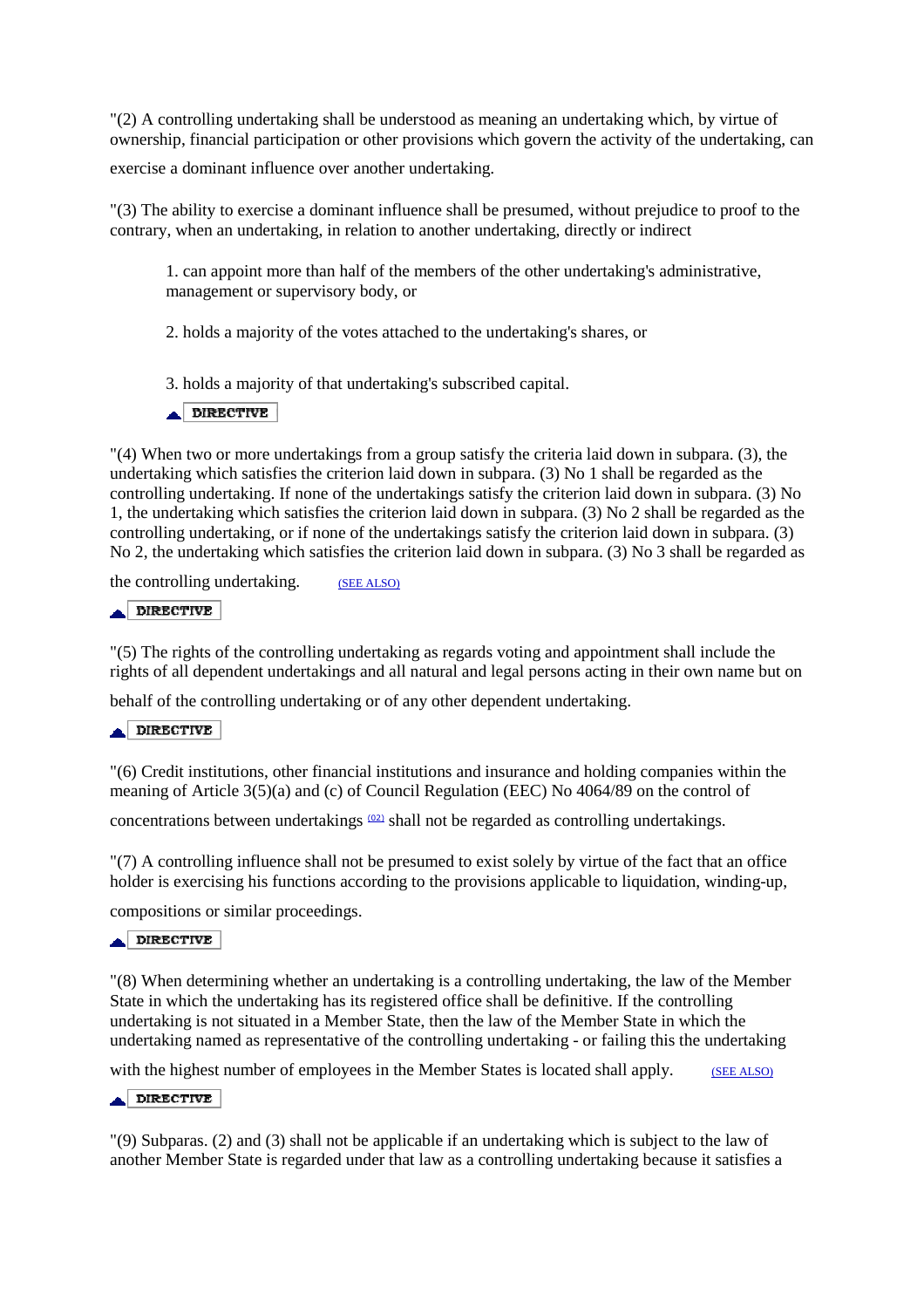"(2) A controlling undertaking shall be understood as meaning an undertaking which, by virtue of ownership, financial participation or other provisions which govern the activity of the undertaking, can exercise a dominant influence over another undertaking.

"(3) The ability to exercise a dominant influence shall be presumed, without prejudice to proof to the contrary, when an undertaking, in relation to another undertaking, directly or indirect

1. can appoint more than half of the members of the other undertaking's administrative, management or supervisory body, or

2. holds a majority of the votes attached to the undertaking's shares, or

3. holds a majority of that undertaking's subscribed capital.

DIRECTIVE

"(4) When two or more undertakings from a group satisfy the criteria laid down in subpara. (3), the undertaking which satisfies the criterion laid down in subpara. (3) No 1 shall be regarded as the controlling undertaking. If none of the undertakings satisfy the criterion laid down in subpara. (3) No 1, the undertaking which satisfies the criterion laid down in subpara. (3) No 2 shall be regarded as the controlling undertaking, or if none of the undertakings satisfy the criterion laid down in subpara. (3) No 2, the undertaking which satisfies the criterion laid down in subpara. (3) No 3 shall be regarded as the controlling undertaking. (SEE ALSO)

DIRECTIVE

"(5) The rights of the controlling undertaking as regards voting and appointment shall include the rights of all dependent undertakings and all natural and legal persons acting in their own name but on behalf of the controlling undertaking or of any other dependent undertaking.

DIRECTIVE

"(6) Credit institutions, other financial institutions and insurance and holding companies within the meaning of Article 3(5)(a) and (c) of Council Regulation (EEC) No 4064/89 on the control of concentrations between undertakings [02] shall not be regarded as controlling undertakings.

"(7) A controlling influence shall not be presumed to exist solely by virtue of the fact that an office holder is exercising his functions according to the provisions applicable to liquidation, winding-up, compositions or similar proceedings.

DIRECTIVE

"(8) When determining whether an undertaking is a controlling undertaking, the law of the Member State in which the undertaking has its registered office shall be definitive. If the controlling undertaking is not situated in a Member State, then the law of the Member State in which the undertaking named as representative of the controlling undertaking - or failing this the undertaking with the highest number of employees in the Member States is located shall apply. (SEE ALSO)

DIRECTIVE

"(9) Subparas. (2) and (3) shall not be applicable if an undertaking which is subject to the law of another Member State is regarded under that law as a controlling undertaking because it satisfies a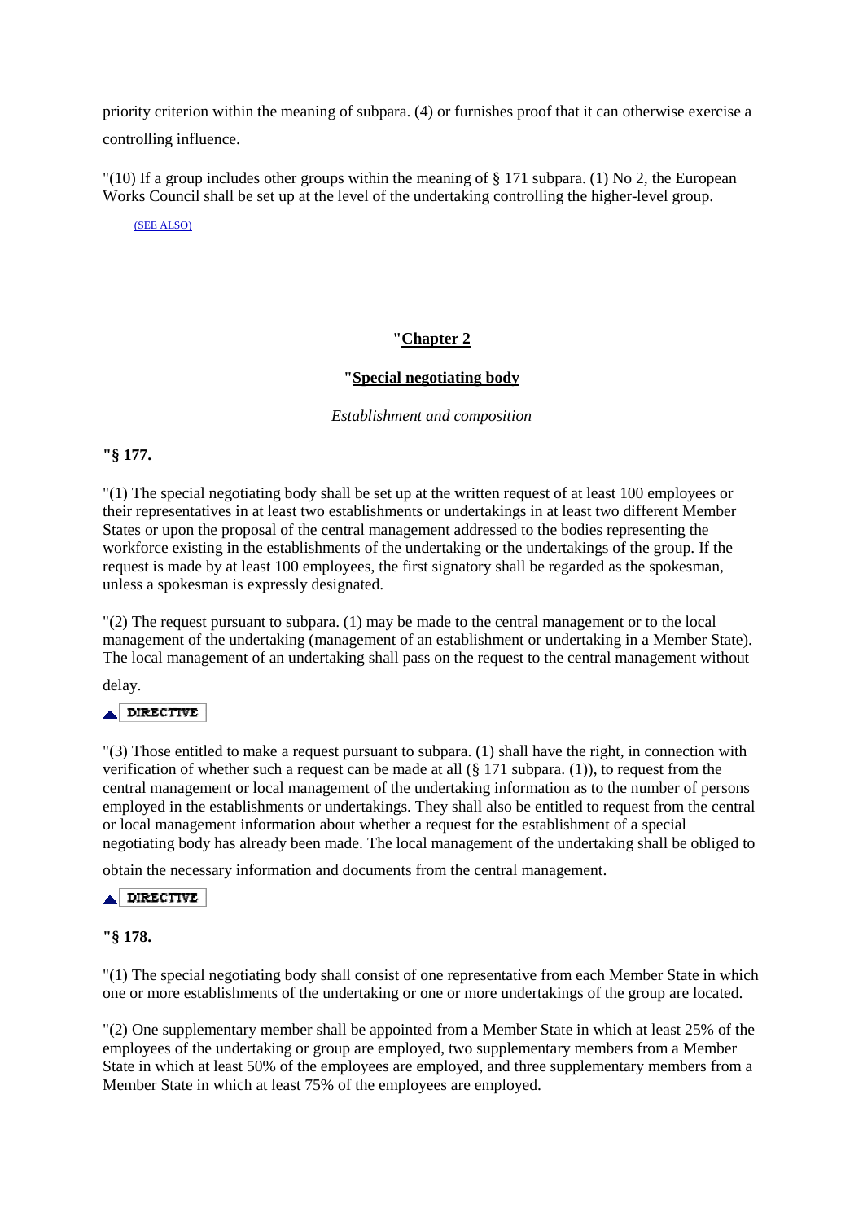priority criterion within the meaning of subpara. (4) or furnishes proof that it can otherwise exercise a controlling influence.

"(10) If a group includes other groups within the meaning of § 171 subpara. (1) No 2, the European Works Council shall be set up at the level of the undertaking controlling the higher-level group.

(SEE ALSO)

## "Chapter 2

### "Special negotiating body

*Establishment and composition*

**"§ 177.**

"(1) The special negotiating body shall be set up at the written request of at least 100 employees or their representatives in at least two establishments or undertakings in at least two different Member States or upon the proposal of the central management addressed to the bodies representing the workforce existing in the establishments of the undertaking or the undertakings of the group. If the request is made by at least 100 employees, the first signatory shall be regarded as the spokesman, unless a spokesman is expressly designated.

"(2) The request pursuant to subpara. (1) may be made to the central management or to the local management of the undertaking (management of an establishment or undertaking in a Member State). The local management of an undertaking shall pass on the request to the central management without delay.

DIRECTIVE

"(3) Those entitled to make a request pursuant to subpara. (1) shall have the right, in connection with verification of whether such a request can be made at all (§ 171 subpara. (1)), to request from the central management or local management of the undertaking information as to the number of persons employed in the establishments or undertakings. They shall also be entitled to request from the central or local management information about whether a request for the establishment of a special negotiating body has already been made. The local management of the undertaking shall be obliged to obtain the necessary information and documents from the central management.

DIRECTIVE

**"§ 178.**

"(1) The special negotiating body shall consist of one representative from each Member State in which one or more establishments of the undertaking or one or more undertakings of the group are located.

"(2) One supplementary member shall be appointed from a Member State in which at least 25% of the employees of the undertaking or group are employed, two supplementary members from a Member State in which at least 50% of the employees are employed, and three supplementary members from a Member State in which at least 75% of the employees are employed.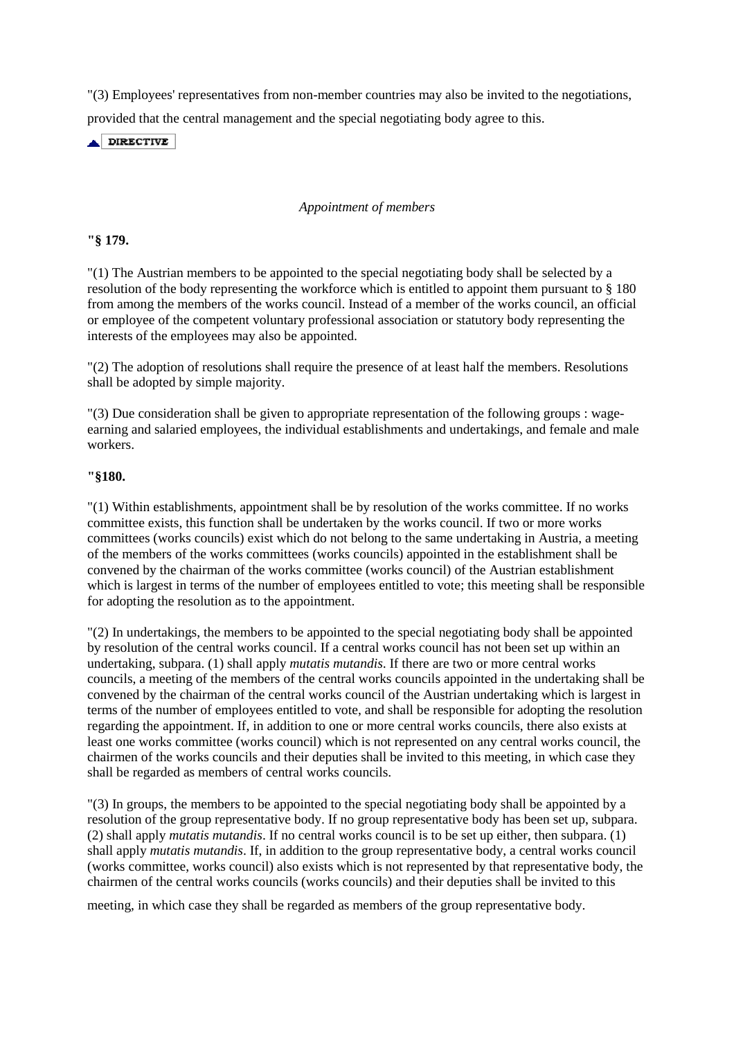"(3) Employees' representatives from non-member countries may also be invited to the negotiations, provided that the central management and the special negotiating body agree to this.

DIRECTIVE

*Appointment of members*

**"§ 179.**

"(1) The Austrian members to be appointed to the special negotiating body shall be selected by a resolution of the body representing the workforce which is entitled to appoint them pursuant to § 180 from among the members of the works council. Instead of a member of the works council, an official or employee of the competent voluntary professional association or statutory body representing the interests of the employees may also be appointed.

"(2) The adoption of resolutions shall require the presence of at least half the members. Resolutions shall be adopted by simple majority.

"(3) Due consideration shall be given to appropriate representation of the following groups : wage-earning and salaried employees, the individual establishments and undertakings, and female and male workers.

**"§180.**

"(1) Within establishments, appointment shall be by resolution of the works committee. If no works committee exists, this function shall be undertaken by the works council. If two or more works committees (works councils) exist which do not belong to the same undertaking in Austria, a meeting of the members of the works committees (works councils) appointed in the establishment shall be convened by the chairman of the works committee (works council) of the Austrian establishment which is largest in terms of the number of employees entitled to vote; this meeting shall be responsible for adopting the resolution as to the appointment.

"(2) In undertakings, the members to be appointed to the special negotiating body shall be appointed by resolution of the central works council. If a central works council has not been set up within an undertaking, subpara. (1) shall apply *mutatis mutandis*. If there are two or more central works councils, a meeting of the members of the central works councils appointed in the undertaking shall be convened by the chairman of the central works council of the Austrian undertaking which is largest in terms of the number of employees entitled to vote, and shall be responsible for adopting the resolution regarding the appointment. If, in addition to one or more central works councils, there also exists at least one works committee (works council) which is not represented on any central works council, the chairmen of the works councils and their deputies shall be invited to this meeting, in which case they shall be regarded as members of central works councils.

"(3) In groups, the members to be appointed to the special negotiating body shall be appointed by a resolution of the group representative body. If no group representative body has been set up, subpara. (2) shall apply *mutatis mutandis*. If no central works council is to be set up either, then subpara. (1) shall apply *mutatis mutandis*. If, in addition to the group representative body, a central works council (works committee, works council) also exists which is not represented by that representative body, the chairmen of the central works councils (works councils) and their deputies shall be invited to this meeting, in which case they shall be regarded as members of the group representative body.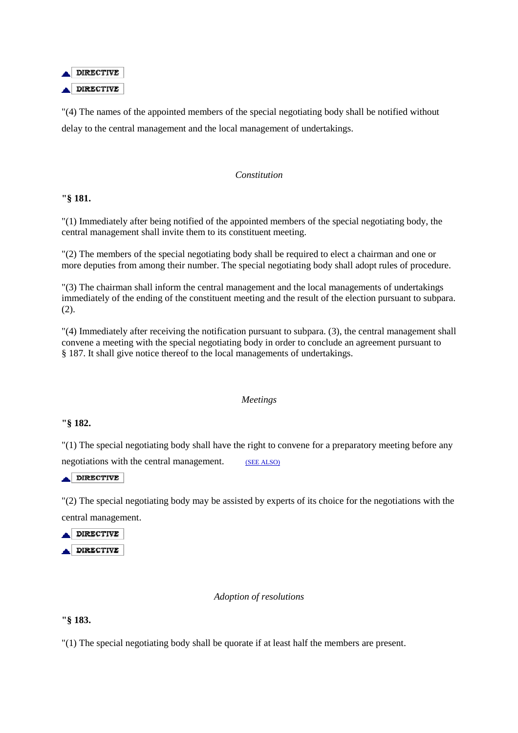DIRECTIVE

DIRECTIVE

"(4) The names of the appointed members of the special negotiating body shall be notified without delay to the central management and the local management of undertakings.

*Constitution*

**"§ 181.**

"(1) Immediately after being notified of the appointed members of the special negotiating body, the central management shall invite them to its constituent meeting.

"(2) The members of the special negotiating body shall be required to elect a chairman and one or more deputies from among their number. The special negotiating body shall adopt rules of procedure.

"(3) The chairman shall inform the central management and the local managements of undertakings immediately of the ending of the constituent meeting and the result of the election pursuant to subpara. (2).

"(4) Immediately after receiving the notification pursuant to subpara. (3), the central management shall convene a meeting with the special negotiating body in order to conclude an agreement pursuant to § 187. It shall give notice thereof to the local managements of undertakings.

*Meetings*

**"§ 182.**

"(1) The special negotiating body shall have the right to convene for a preparatory meeting before any negotiations with the central management. (SEE ALSO)

DIRECTIVE

"(2) The special negotiating body may be assisted by experts of its choice for the negotiations with the central management.

DIRECTIVE

DIRECTIVE

*Adoption of resolutions*

**"§ 183.**

"(1) The special negotiating body shall be quorate if at least half the members are present.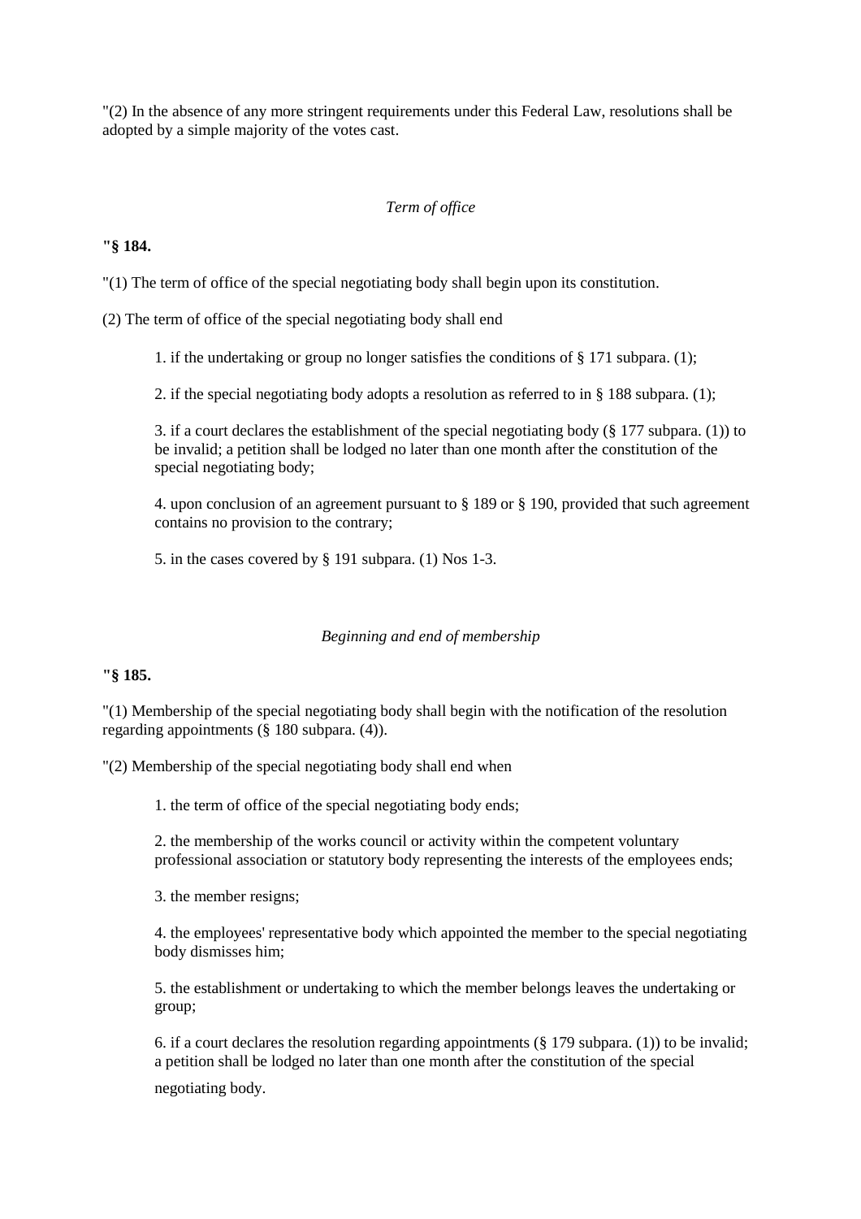"(2) In the absence of any more stringent requirements under this Federal Law, resolutions shall be adopted by a simple majority of the votes cast.

*Term of office*

**"§ 184.**

"(1) The term of office of the special negotiating body shall begin upon its constitution.

(2) The term of office of the special negotiating body shall end

1. if the undertaking or group no longer satisfies the conditions of § 171 subpara. (1);

2. if the special negotiating body adopts a resolution as referred to in § 188 subpara. (1);

3. if a court declares the establishment of the special negotiating body (§ 177 subpara. (1)) to be invalid; a petition shall be lodged no later than one month after the constitution of the special negotiating body;

4. upon conclusion of an agreement pursuant to § 189 or § 190, provided that such agreement contains no provision to the contrary;

5. in the cases covered by § 191 subpara. (1) Nos 1-3.

*Beginning and end of membership*

**"§ 185.**

"(1) Membership of the special negotiating body shall begin with the notification of the resolution regarding appointments (§ 180 subpara. (4)).

"(2) Membership of the special negotiating body shall end when

1. the term of office of the special negotiating body ends;

2. the membership of the works council or activity within the competent voluntary professional association or statutory body representing the interests of the employees ends;

3. the member resigns;

4. the employees' representative body which appointed the member to the special negotiating body dismisses him;

5. the establishment or undertaking to which the member belongs leaves the undertaking or group;

6. if a court declares the resolution regarding appointments (§ 179 subpara. (1)) to be invalid; a petition shall be lodged no later than one month after the constitution of the special negotiating body.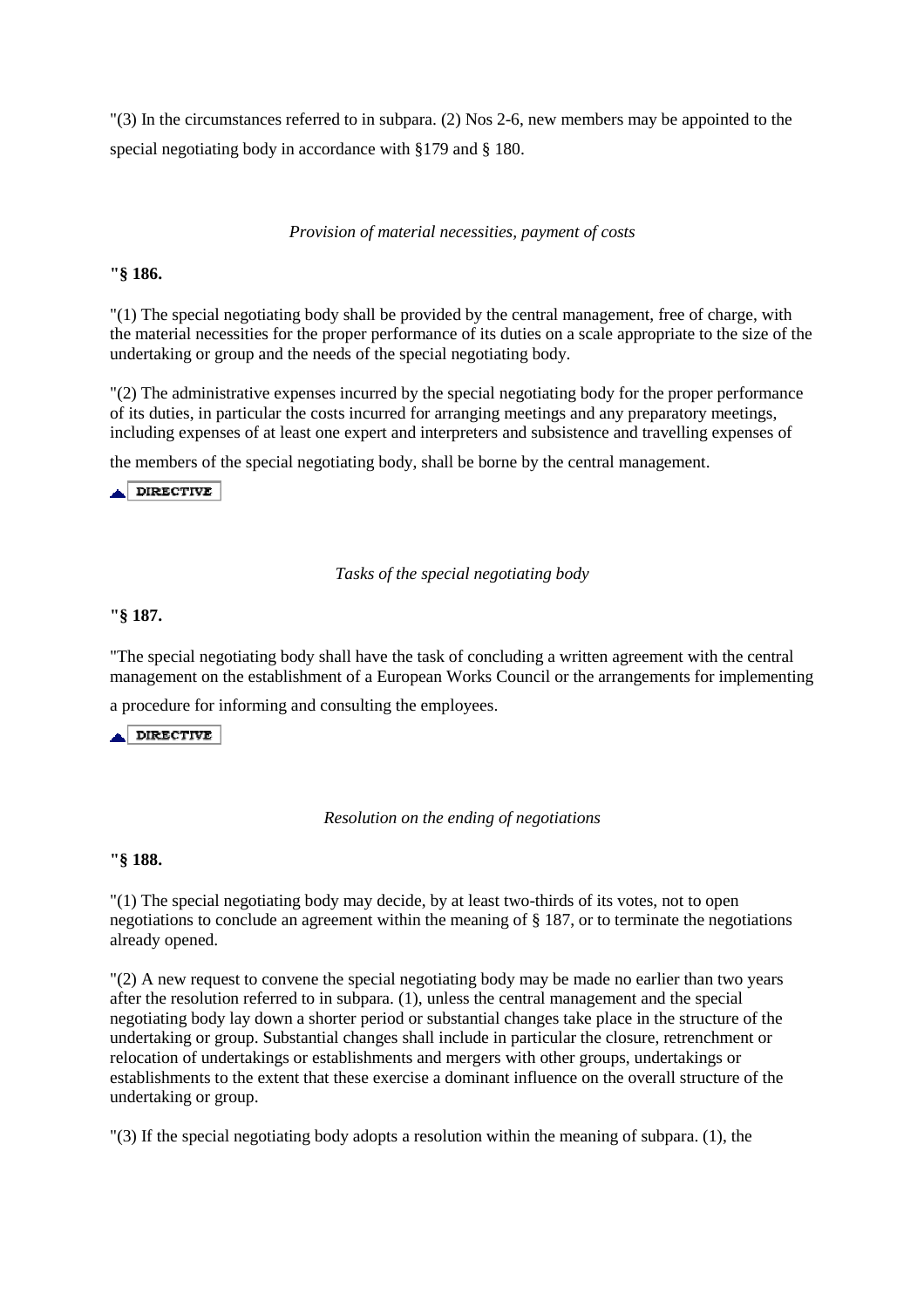"(3) In the circumstances referred to in subpara. (2) Nos 2-6, new members may be appointed to the special negotiating body in accordance with §179 and § 180.

*Provision of material necessities, payment of costs*

**"§ 186.**

"(1) The special negotiating body shall be provided by the central management, free of charge, with the material necessities for the proper performance of its duties on a scale appropriate to the size of the undertaking or group and the needs of the special negotiating body.

"(2) The administrative expenses incurred by the special negotiating body for the proper performance of its duties, in particular the costs incurred for arranging meetings and any preparatory meetings, including expenses of at least one expert and interpreters and subsistence and travelling expenses of the members of the special negotiating body, shall be borne by the central management.

DIRECTIVE

*Tasks of the special negotiating body*

**"§ 187.**

"The special negotiating body shall have the task of concluding a written agreement with the central management on the establishment of a European Works Council or the arrangements for implementing a procedure for informing and consulting the employees.

DIRECTIVE

*Resolution on the ending of negotiations*

**"§ 188.**

"(1) The special negotiating body may decide, by at least two-thirds of its votes, not to open negotiations to conclude an agreement within the meaning of § 187, or to terminate the negotiations already opened.

"(2) A new request to convene the special negotiating body may be made no earlier than two years after the resolution referred to in subpara. (1), unless the central management and the special negotiating body lay down a shorter period or substantial changes take place in the structure of the undertaking or group. Substantial changes shall include in particular the closure, retrenchment or relocation of undertakings or establishments and mergers with other groups, undertakings or establishments to the extent that these exercise a dominant influence on the overall structure of the undertaking or group.

"(3) If the special negotiating body adopts a resolution within the meaning of subpara. (1), the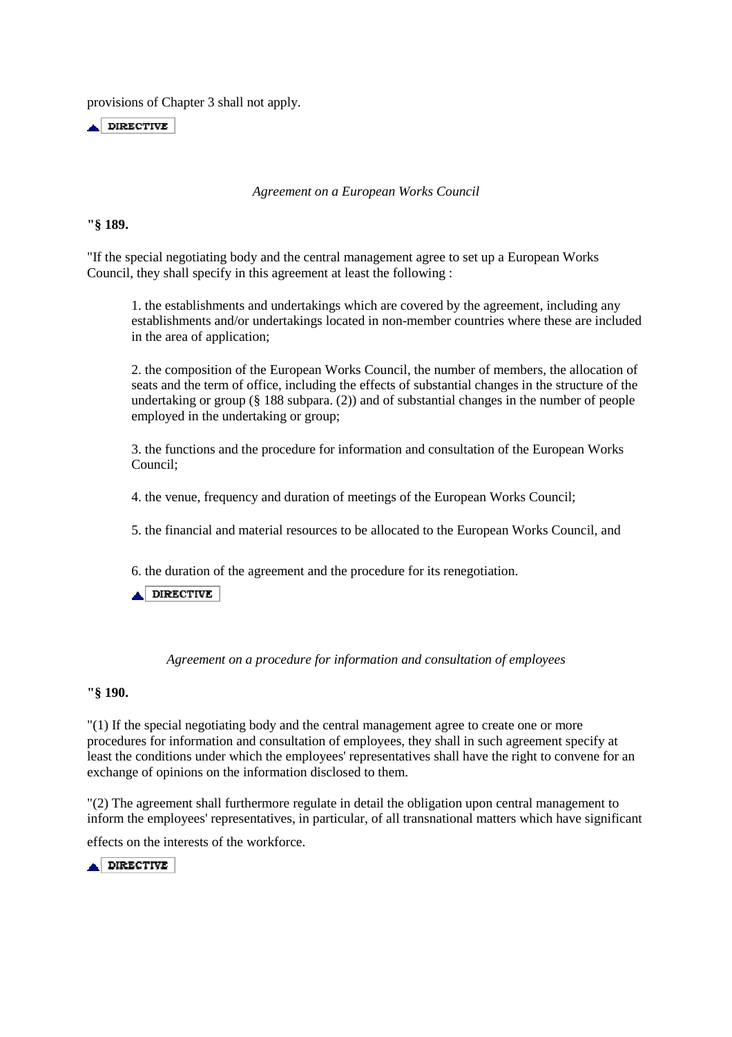provisions of Chapter 3 shall not apply.

DIRECTIVE

*Agreement on a European Works Council*

**"§ 189.**

"If the special negotiating body and the central management agree to set up a European Works Council, they shall specify in this agreement at least the following :

1. the establishments and undertakings which are covered by the agreement, including any establishments and/or undertakings located in non-member countries where these are included in the area of application;

2. the composition of the European Works Council, the number of members, the allocation of seats and the term of office, including the effects of substantial changes in the structure of the undertaking or group (§ 188 subpara. (2)) and of substantial changes in the number of people employed in the undertaking or group;

3. the functions and the procedure for information and consultation of the European Works Council;

4. the venue, frequency and duration of meetings of the European Works Council;

5. the financial and material resources to be allocated to the European Works Council, and

6. the duration of the agreement and the procedure for its renegotiation.

DIRECTIVE

*Agreement on a procedure for information and consultation of employees*

**"§ 190.**

"(1) If the special negotiating body and the central management agree to create one or more procedures for information and consultation of employees, they shall in such agreement specify at least the conditions under which the employees' representatives shall have the right to convene for an exchange of opinions on the information disclosed to them.

"(2) The agreement shall furthermore regulate in detail the obligation upon central management to inform the employees' representatives, in particular, of all transnational matters which have significant effects on the interests of the workforce.

DIRECTIVE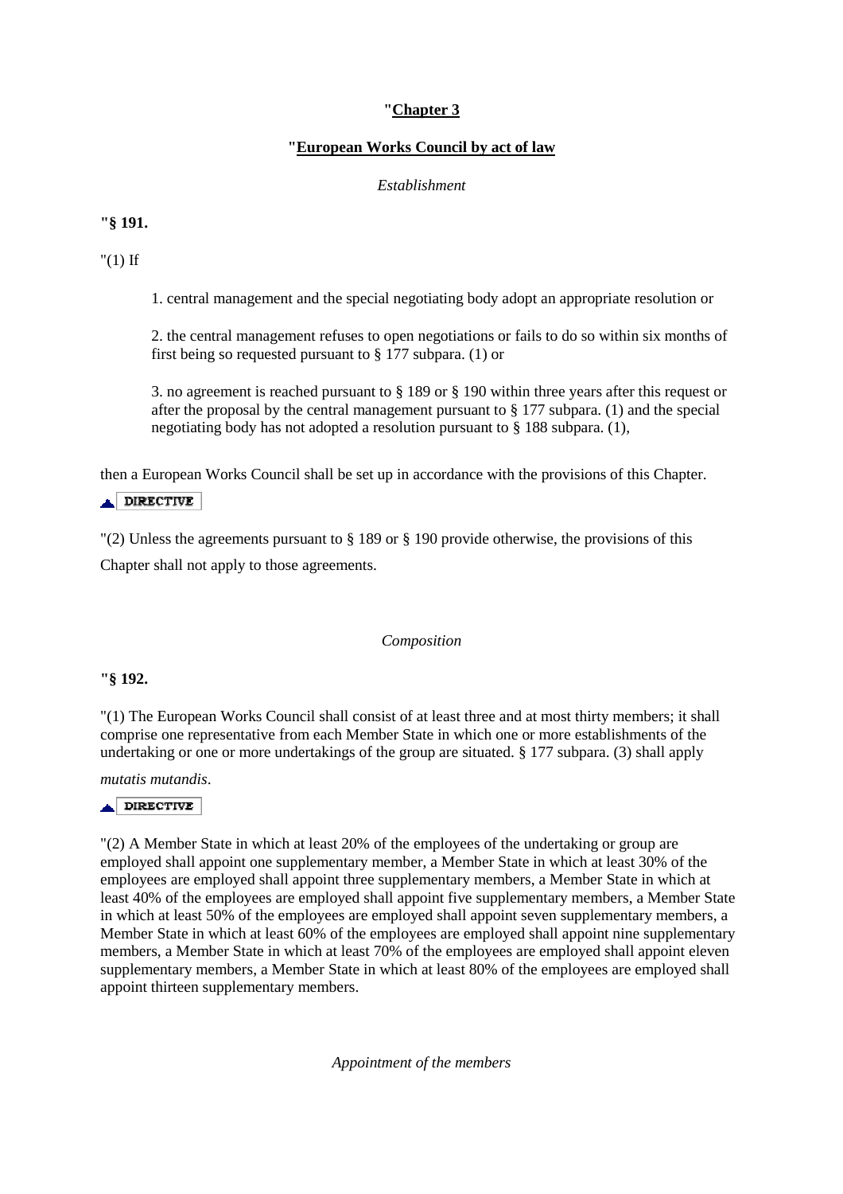**"Chapter 3**

**"European Works Council by act of law**

*Establishment*

**"§ 191.**

"(1) If

1. central management and the special negotiating body adopt an appropriate resolution or

2. the central management refuses to open negotiations or fails to do so within six months of first being so requested pursuant to § 177 subpara. (1) or

3. no agreement is reached pursuant to § 189 or § 190 within three years after this request or after the proposal by the central management pursuant to § 177 subpara. (1) and the special negotiating body has not adopted a resolution pursuant to § 188 subpara. (1),

then a European Works Council shall be set up in accordance with the provisions of this Chapter.

DIRECTIVE

"(2) Unless the agreements pursuant to § 189 or § 190 provide otherwise, the provisions of this Chapter shall not apply to those agreements.

*Composition*

**"§ 192.**

"(1) The European Works Council shall consist of at least three and at most thirty members; it shall comprise one representative from each Member State in which one or more establishments of the undertaking or one or more undertakings of the group are situated. § 177 subpara. (3) shall apply *mutatis mutandis*.

DIRECTIVE

"(2) A Member State in which at least 20% of the employees of the undertaking or group are employed shall appoint one supplementary member, a Member State in which at least 30% of the employees are employed shall appoint three supplementary members, a Member State in which at least 40% of the employees are employed shall appoint five supplementary members, a Member State in which at least 50% of the employees are employed shall appoint seven supplementary members, a Member State in which at least 60% of the employees are employed shall appoint nine supplementary members, a Member State in which at least 70% of the employees are employed shall appoint eleven supplementary members, a Member State in which at least 80% of the employees are employed shall appoint thirteen supplementary members.

*Appointment of the members*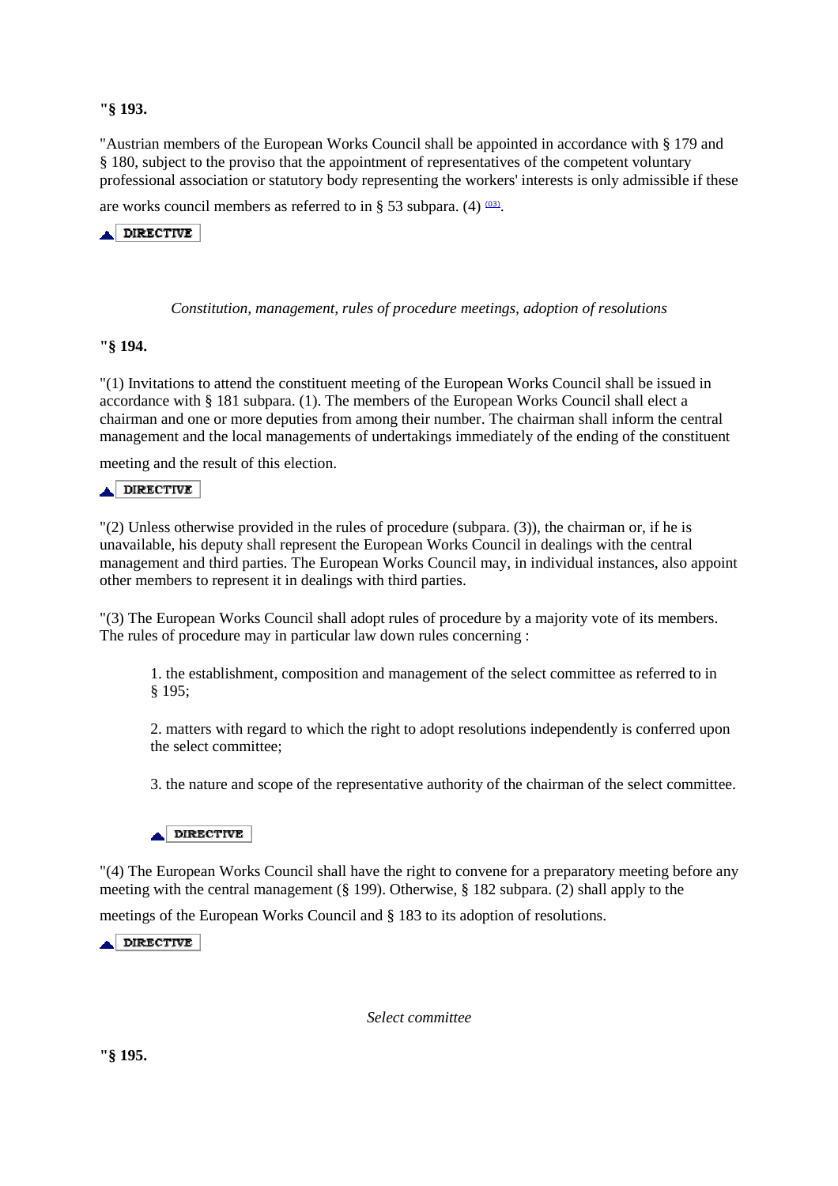**"§ 193.**

"Austrian members of the European Works Council shall be appointed in accordance with § 179 and § 180, subject to the proviso that the appointment of representatives of the competent voluntary professional association or statutory body representing the workers' interests is only admissible if these are works council members as referred to in § 53 subpara. (4) [03].

DIRECTIVE

*Constitution, management, rules of procedure meetings, adoption of resolutions*

**"§ 194.**

"(1) Invitations to attend the constituent meeting of the European Works Council shall be issued in accordance with § 181 subpara. (1). The members of the European Works Council shall elect a chairman and one or more deputies from among their number. The chairman shall inform the central management and the local managements of undertakings immediately of the ending of the constituent meeting and the result of this election.

DIRECTIVE

"(2) Unless otherwise provided in the rules of procedure (subpara. (3)), the chairman or, if he is unavailable, his deputy shall represent the European Works Council in dealings with the central management and third parties. The European Works Council may, in individual instances, also appoint other members to represent it in dealings with third parties.

"(3) The European Works Council shall adopt rules of procedure by a majority vote of its members. The rules of procedure may in particular law down rules concerning :

1. the establishment, composition and management of the select committee as referred to in § 195;

2. matters with regard to which the right to adopt resolutions independently is conferred upon the select committee;

3. the nature and scope of the representative authority of the chairman of the select committee.

DIRECTIVE

"(4) The European Works Council shall have the right to convene for a preparatory meeting before any meeting with the central management (§ 199). Otherwise, § 182 subpara. (2) shall apply to the meetings of the European Works Council and § 183 to its adoption of resolutions.

DIRECTIVE

*Select committee*

**"§ 195.**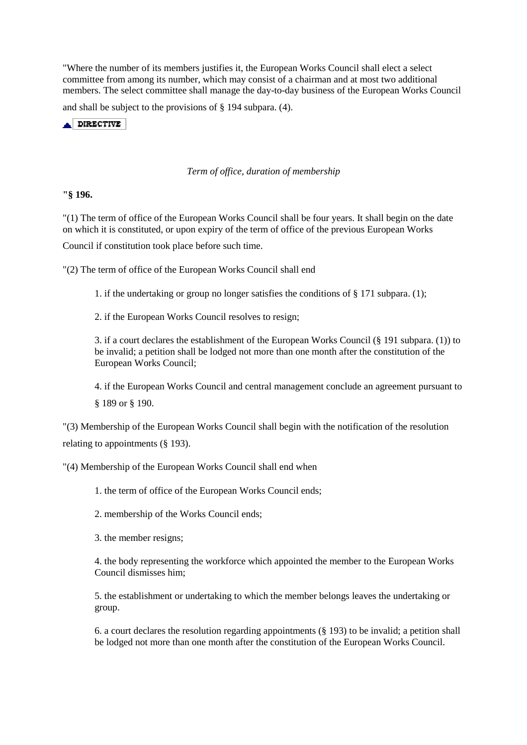"Where the number of its members justifies it, the European Works Council shall elect a select committee from among its number, which may consist of a chairman and at most two additional members. The select committee shall manage the day-to-day business of the European Works Council and shall be subject to the provisions of § 194 subpara. (4).

DIRECTIVE

*Term of office, duration of membership*

**"§ 196.**

"(1) The term of office of the European Works Council shall be four years. It shall begin on the date on which it is constituted, or upon expiry of the term of office of the previous European Works Council if constitution took place before such time.

"(2) The term of office of the European Works Council shall end

1. if the undertaking or group no longer satisfies the conditions of § 171 subpara. (1);

2. if the European Works Council resolves to resign;

3. if a court declares the establishment of the European Works Council (§ 191 subpara. (1)) to be invalid; a petition shall be lodged not more than one month after the constitution of the European Works Council;

4. if the European Works Council and central management conclude an agreement pursuant to § 189 or § 190.

"(3) Membership of the European Works Council shall begin with the notification of the resolution relating to appointments (§ 193).

"(4) Membership of the European Works Council shall end when

1. the term of office of the European Works Council ends;

2. membership of the Works Council ends;

3. the member resigns;

4. the body representing the workforce which appointed the member to the European Works Council dismisses him;

5. the establishment or undertaking to which the member belongs leaves the undertaking or group.

6. a court declares the resolution regarding appointments (§ 193) to be invalid; a petition shall be lodged not more than one month after the constitution of the European Works Council.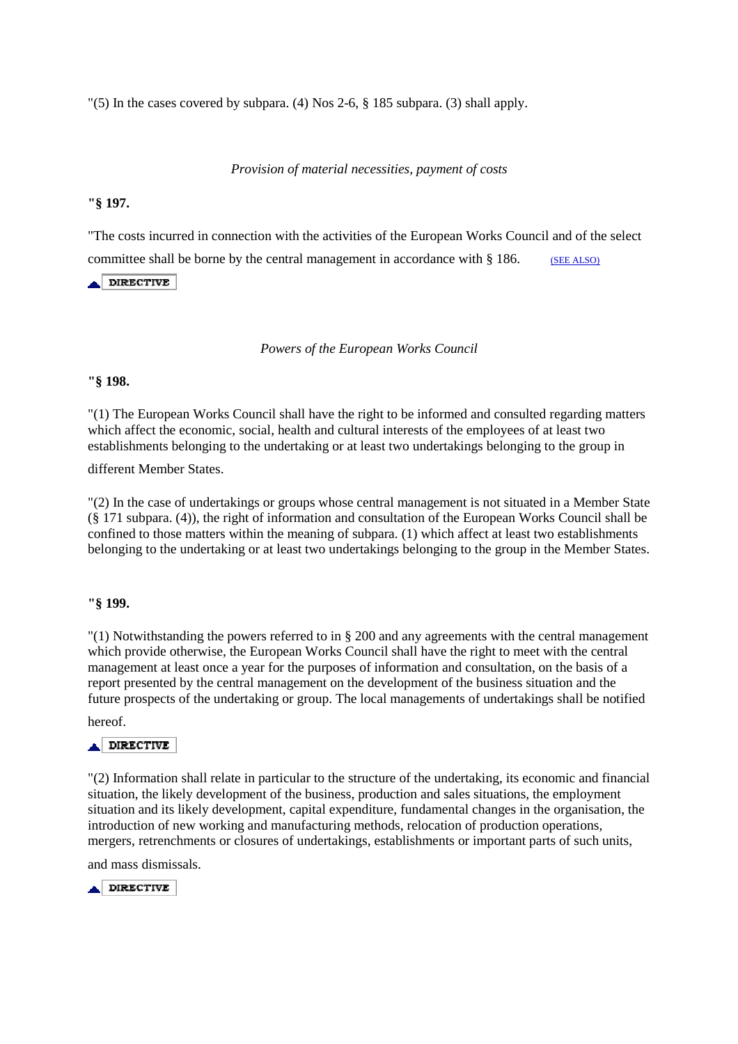"(5) In the cases covered by subpara. (4) Nos 2-6, § 185 subpara. (3) shall apply.

*Provision of material necessities, payment of costs*

**"§ 197.**

"The costs incurred in connection with the activities of the European Works Council and of the select committee shall be borne by the central management in accordance with § 186. (SEE ALSO)

DIRECTIVE

*Powers of the European Works Council*

**"§ 198.**

"(1) The European Works Council shall have the right to be informed and consulted regarding matters which affect the economic, social, health and cultural interests of the employees of at least two establishments belonging to the undertaking or at least two undertakings belonging to the group in different Member States.

"(2) In the case of undertakings or groups whose central management is not situated in a Member State (§ 171 subpara. (4)), the right of information and consultation of the European Works Council shall be confined to those matters within the meaning of subpara. (1) which affect at least two establishments belonging to the undertaking or at least two undertakings belonging to the group in the Member States.

**"§ 199.**

"(1) Notwithstanding the powers referred to in § 200 and any agreements with the central management which provide otherwise, the European Works Council shall have the right to meet with the central management at least once a year for the purposes of information and consultation, on the basis of a report presented by the central management on the development of the business situation and the future prospects of the undertaking or group. The local managements of undertakings shall be notified hereof.

DIRECTIVE

"(2) Information shall relate in particular to the structure of the undertaking, its economic and financial situation, the likely development of the business, production and sales situations, the employment situation and its likely development, capital expenditure, fundamental changes in the organisation, the introduction of new working and manufacturing methods, relocation of production operations, mergers, retrenchments or closures of undertakings, establishments or important parts of such units, and mass dismissals.

DIRECTIVE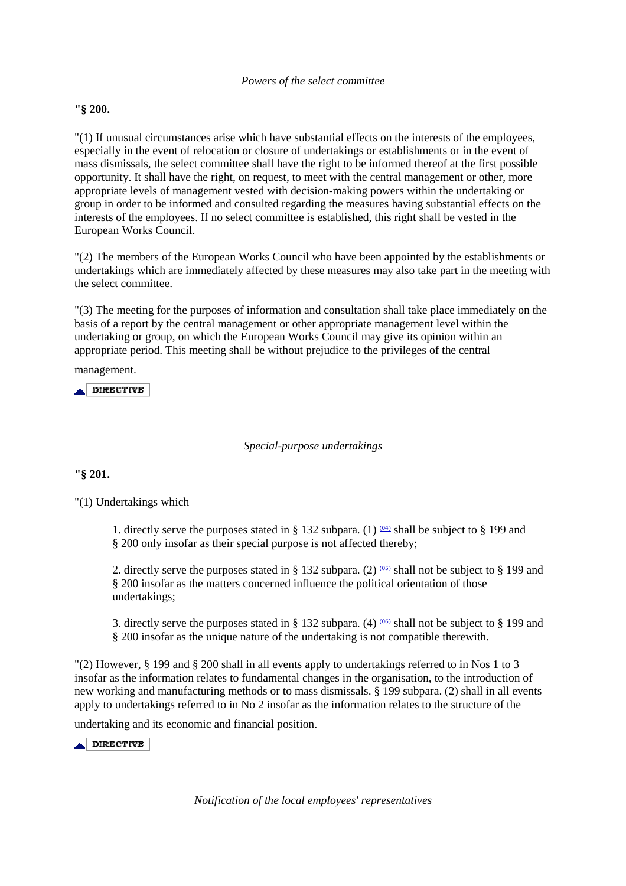*Powers of the select committee*

**"§ 200.**

"(1) If unusual circumstances arise which have substantial effects on the interests of the employees, especially in the event of relocation or closure of undertakings or establishments or in the event of mass dismissals, the select committee shall have the right to be informed thereof at the first possible opportunity. It shall have the right, on request, to meet with the central management or other, more appropriate levels of management vested with decision-making powers within the undertaking or group in order to be informed and consulted regarding the measures having substantial effects on the interests of the employees. If no select committee is established, this right shall be vested in the European Works Council.

"(2) The members of the European Works Council who have been appointed by the establishments or undertakings which are immediately affected by these measures may also take part in the meeting with the select committee.

"(3) The meeting for the purposes of information and consultation shall take place immediately on the basis of a report by the central management or other appropriate management level within the undertaking or group, on which the European Works Council may give its opinion within an appropriate period. This meeting shall be without prejudice to the privileges of the central management.

DIRECTIVE

*Special-purpose undertakings*

**"§ 201.**

"(1) Undertakings which

1. directly serve the purposes stated in § 132 subpara. (1) [04] shall be subject to § 199 and § 200 only insofar as their special purpose is not affected thereby;

2. directly serve the purposes stated in § 132 subpara. (2) [05] shall not be subject to § 199 and § 200 insofar as the matters concerned influence the political orientation of those undertakings;

3. directly serve the purposes stated in § 132 subpara. (4) [06] shall not be subject to § 199 and § 200 insofar as the unique nature of the undertaking is not compatible therewith.

"(2) However, § 199 and § 200 shall in all events apply to undertakings referred to in Nos 1 to 3 insofar as the information relates to fundamental changes in the organisation, to the introduction of new working and manufacturing methods or to mass dismissals. § 199 subpara. (2) shall in all events apply to undertakings referred to in No 2 insofar as the information relates to the structure of the undertaking and its economic and financial position.

DIRECTIVE

*Notification of the local employees' representatives*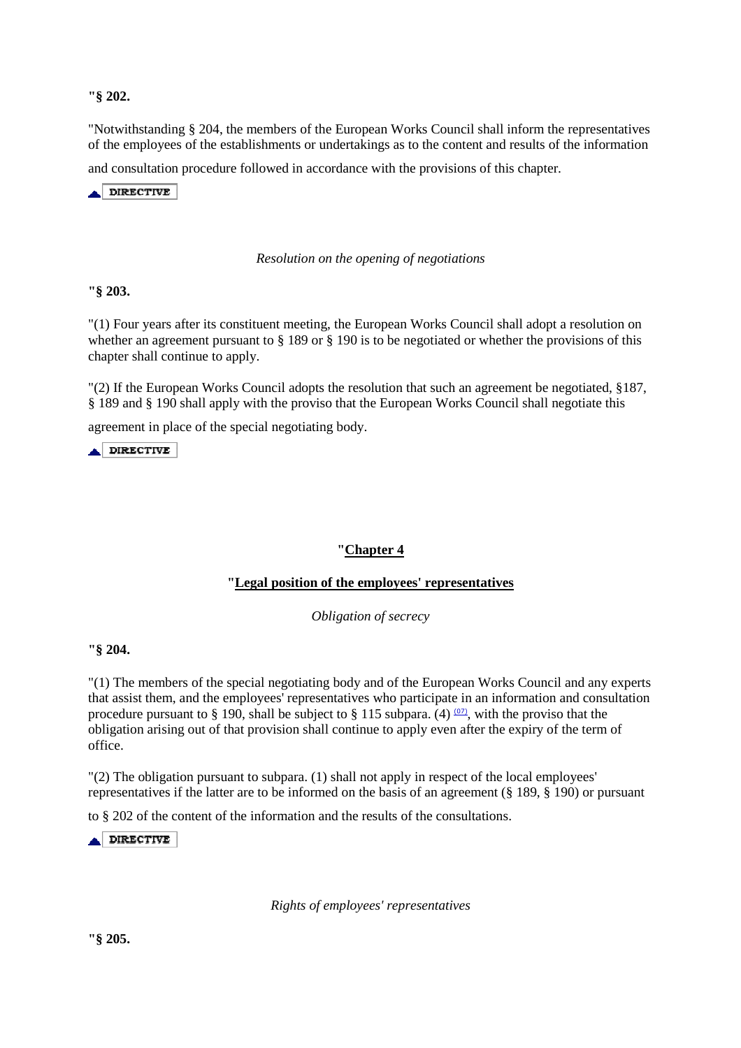**"§ 202.**

"Notwithstanding § 204, the members of the European Works Council shall inform the representatives of the employees of the establishments or undertakings as to the content and results of the information and consultation procedure followed in accordance with the provisions of this chapter.

DIRECTIVE

*Resolution on the opening of negotiations*

**"§ 203.**

"(1) Four years after its constituent meeting, the European Works Council shall adopt a resolution on whether an agreement pursuant to § 189 or § 190 is to be negotiated or whether the provisions of this chapter shall continue to apply.

"(2) If the European Works Council adopts the resolution that such an agreement be negotiated, §187, § 189 and § 190 shall apply with the proviso that the European Works Council shall negotiate this agreement in place of the special negotiating body.

DIRECTIVE

## "Chapter 4

## "Legal position of the employees' representatives

*Obligation of secrecy*

**"§ 204.**

"(1) The members of the special negotiating body and of the European Works Council and any experts that assist them, and the employees' representatives who participate in an information and consultation procedure pursuant to § 190, shall be subject to § 115 subpara. (4) [07], with the proviso that the obligation arising out of that provision shall continue to apply even after the expiry of the term of office.

"(2) The obligation pursuant to subpara. (1) shall not apply in respect of the local employees' representatives if the latter are to be informed on the basis of an agreement (§ 189, § 190) or pursuant to § 202 of the content of the information and the results of the consultations.

DIRECTIVE

*Rights of employees' representatives*

**"§ 205.**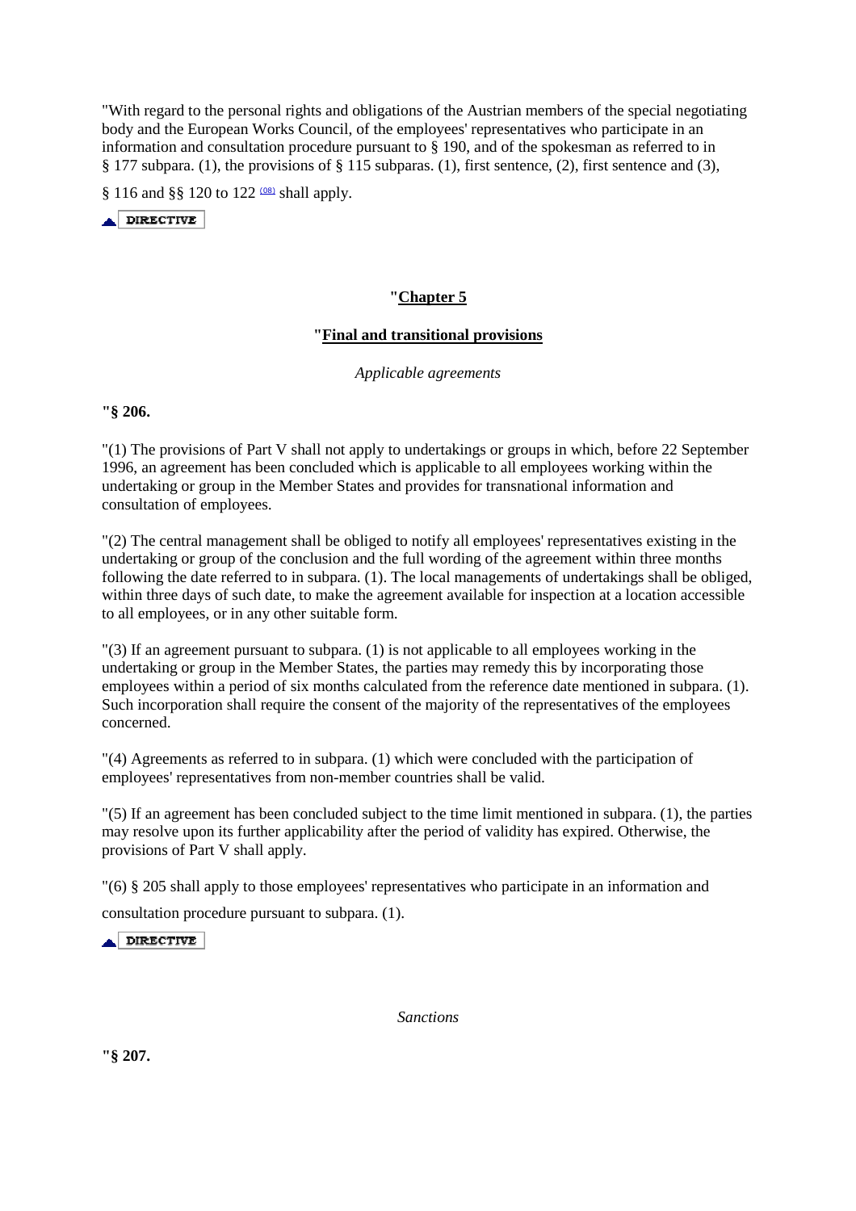"With regard to the personal rights and obligations of the Austrian members of the special negotiating body and the European Works Council, of the employees' representatives who participate in an information and consultation procedure pursuant to § 190, and of the spokesman as referred to in § 177 subpara. (1), the provisions of § 115 subparas. (1), first sentence, (2), first sentence and (3),

§ 116 and §§ 120 to 122 (08) shall apply.

DIRECTIVE

## "Chapter 5

## "Final and transitional provisions

*Applicable agreements*

**"§ 206.**

"(1) The provisions of Part V shall not apply to undertakings or groups in which, before 22 September 1996, an agreement has been concluded which is applicable to all employees working within the undertaking or group in the Member States and provides for transnational information and consultation of employees.

"(2) The central management shall be obliged to notify all employees' representatives existing in the undertaking or group of the conclusion and the full wording of the agreement within three months following the date referred to in subpara. (1). The local managements of undertakings shall be obliged, within three days of such date, to make the agreement available for inspection at a location accessible to all employees, or in any other suitable form.

"(3) If an agreement pursuant to subpara. (1) is not applicable to all employees working in the undertaking or group in the Member States, the parties may remedy this by incorporating those employees within a period of six months calculated from the reference date mentioned in subpara. (1). Such incorporation shall require the consent of the majority of the representatives of the employees concerned.

"(4) Agreements as referred to in subpara. (1) which were concluded with the participation of employees' representatives from non-member countries shall be valid.

"(5) If an agreement has been concluded subject to the time limit mentioned in subpara. (1), the parties may resolve upon its further applicability after the period of validity has expired. Otherwise, the provisions of Part V shall apply.

"(6) § 205 shall apply to those employees' representatives who participate in an information and consultation procedure pursuant to subpara. (1).

DIRECTIVE

*Sanctions*

**"§ 207.**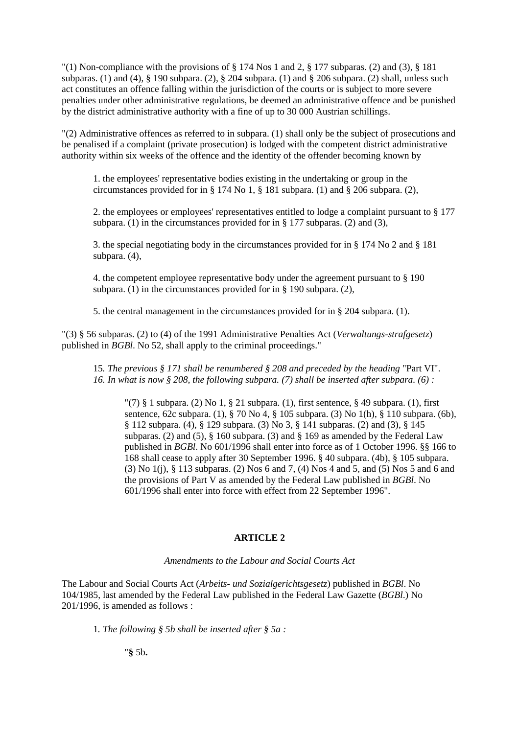"(1) Non-compliance with the provisions of § 174 Nos 1 and 2, § 177 subparas. (2) and (3), § 181 subparas. (1) and (4), § 190 subpara. (2), § 204 subpara. (1) and § 206 subpara. (2) shall, unless such act constitutes an offence falling within the jurisdiction of the courts or is subject to more severe penalties under other administrative regulations, be deemed an administrative offence and be punished by the district administrative authority with a fine of up to 30 000 Austrian schillings.

"(2) Administrative offences as referred to in subpara. (1) shall only be the subject of prosecutions and be penalised if a complaint (private prosecution) is lodged with the competent district administrative authority within six weeks of the offence and the identity of the offender becoming known by

> 1. the employees' representative bodies existing in the undertaking or group in the circumstances provided for in § 174 No 1, § 181 subpara. (1) and § 206 subpara. (2),
>
> 2. the employees or employees' representatives entitled to lodge a complaint pursuant to § 177 subpara. (1) in the circumstances provided for in § 177 subparas. (2) and (3),
>
> 3. the special negotiating body in the circumstances provided for in § 174 No 2 and § 181 subpara. (4),
>
> 4. the competent employee representative body under the agreement pursuant to § 190 subpara. (1) in the circumstances provided for in § 190 subpara. (2),
>
> 5. the central management in the circumstances provided for in § 204 subpara. (1).

"(3) § 56 subparas. (2) to (4) of the 1991 Administrative Penalties Act (*Verwaltungs-strafgesetz*) published in *BGBl*. No 52, shall apply to the criminal proceedings."

> 15. *The previous § 171 shall be renumbered § 208 and preceded by the heading* "Part VI".
> *16. In what is now § 208, the following subpara. (7) shall be inserted after subpara. (6) :*
>
> > "(7) § 1 subpara. (2) No 1, § 21 subpara. (1), first sentence, § 49 subpara. (1), first sentence, 62c subpara. (1), § 70 No 4, § 105 subpara. (3) No 1(h), § 110 subpara. (6b), § 112 subpara. (4), § 129 subpara. (3) No 3, § 141 subparas. (2) and (3), § 145 subparas. (2) and (5), § 160 subpara. (3) and § 169 as amended by the Federal Law published in *BGBl*. No 601/1996 shall enter into force as of 1 October 1996. §§ 166 to 168 shall cease to apply after 30 September 1996. § 40 subpara. (4b), § 105 subpara. (3) No 1(j), § 113 subparas. (2) Nos 6 and 7, (4) Nos 4 and 5, and (5) Nos 5 and 6 and the provisions of Part V as amended by the Federal Law published in *BGBl*. No 601/1996 shall enter into force with effect from 22 September 1996".

## ARTICLE 2

*Amendments to the Labour and Social Courts Act*

The Labour and Social Courts Act (*Arbeits- und Sozialgerichtsgesetz*) published in *BGBl*. No 104/1985, last amended by the Federal Law published in the Federal Law Gazette (*BGBl*.) No 201/1996, is amended as follows :

> 1. *The following § 5b shall be inserted after § 5a :*
>
> > "**§** 5b**.**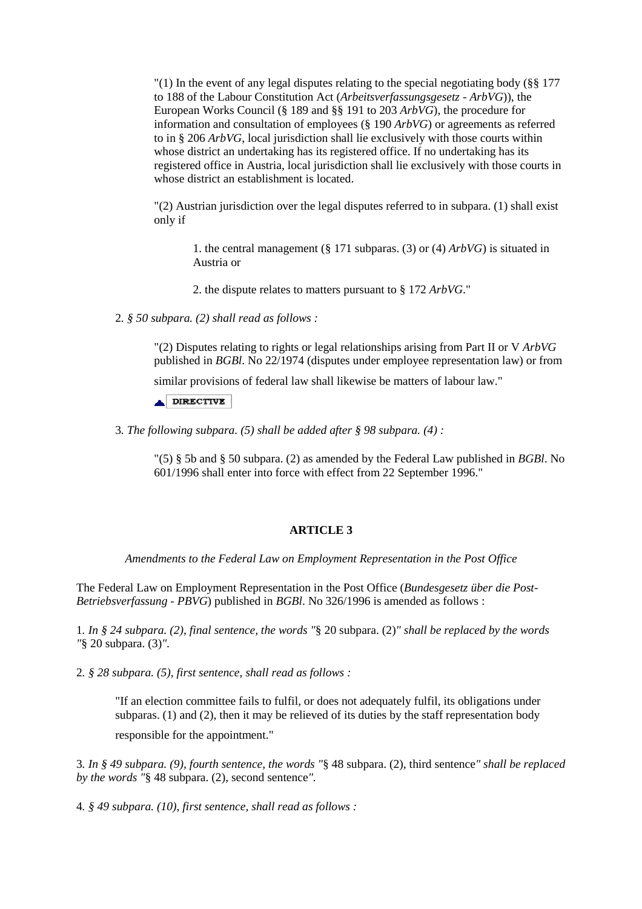"(1) In the event of any legal disputes relating to the special negotiating body (§§ 177 to 188 of the Labour Constitution Act (*Arbeitsverfassungsgesetz - ArbVG*)), the European Works Council (§ 189 and §§ 191 to 203 *ArbVG*), the procedure for information and consultation of employees (§ 190 *ArbVG*) or agreements as referred to in § 206 *ArbVG*, local jurisdiction shall lie exclusively with those courts within whose district an undertaking has its registered office. If no undertaking has its registered office in Austria, local jurisdiction shall lie exclusively with those courts in whose district an establishment is located.

"(2) Austrian jurisdiction over the legal disputes referred to in subpara. (1) shall exist only if

1. the central management (§ 171 subparas. (3) or (4) *ArbVG*) is situated in Austria or

2. the dispute relates to matters pursuant to § 172 *ArbVG*."

2. *§ 50 subpara. (2) shall read as follows :*

"(2) Disputes relating to rights or legal relationships arising from Part II or V *ArbVG* published in *BGBl*. No 22/1974 (disputes under employee representation law) or from similar provisions of federal law shall likewise be matters of labour law."

DIRECTIVE

3. *The following subpara. (5) shall be added after § 98 subpara. (4) :*

"(5) § 5b and § 50 subpara. (2) as amended by the Federal Law published in *BGBl*. No 601/1996 shall enter into force with effect from 22 September 1996."

## ARTICLE 3

*Amendments to the Federal Law on Employment Representation in the Post Office*

The Federal Law on Employment Representation in the Post Office (*Bundesgesetz über die Post-Betriebsverfassung - PBVG*) published in *BGBl*. No 326/1996 is amended as follows :

1. *In § 24 subpara. (2), final sentence, the words "*§ 20 subpara. (2)*" shall be replaced by the words "*§ 20 subpara. (3)*".*

2. *§ 28 subpara. (5), first sentence, shall read as follows :*

"If an election committee fails to fulfil, or does not adequately fulfil, its obligations under subparas. (1) and (2), then it may be relieved of its duties by the staff representation body responsible for the appointment."

3. *In § 49 subpara. (9), fourth sentence, the words "*§ 48 subpara. (2), third sentence*" shall be replaced by the words "*§ 48 subpara. (2), second sentence*".*

4. *§ 49 subpara. (10), first sentence, shall read as follows :*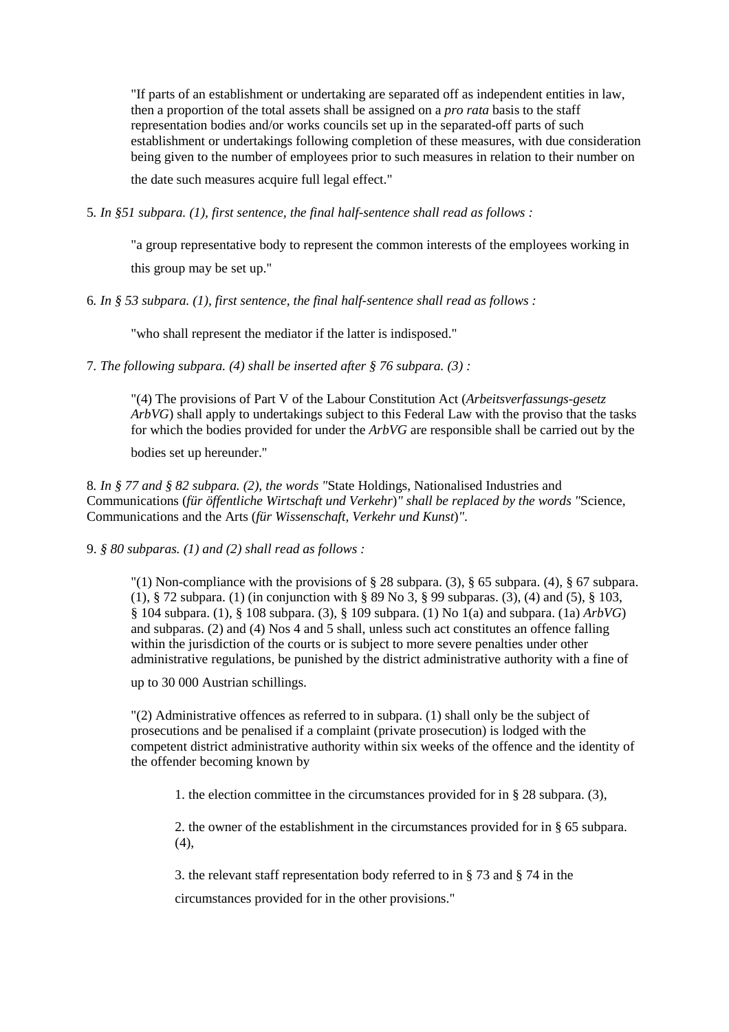"If parts of an establishment or undertaking are separated off as independent entities in law, then a proportion of the total assets shall be assigned on a *pro rata* basis to the staff representation bodies and/or works councils set up in the separated-off parts of such establishment or undertakings following completion of these measures, with due consideration being given to the number of employees prior to such measures in relation to their number on the date such measures acquire full legal effect."

5. *In §51 subpara. (1), first sentence, the final half-sentence shall read as follows :*

"a group representative body to represent the common interests of the employees working in this group may be set up."

6. *In § 53 subpara. (1), first sentence, the final half-sentence shall read as follows :*

"who shall represent the mediator if the latter is indisposed."

7. *The following subpara. (4) shall be inserted after § 76 subpara. (3) :*

"(4) The provisions of Part V of the Labour Constitution Act (*Arbeitsverfassungs-gesetz ArbVG*) shall apply to undertakings subject to this Federal Law with the proviso that the tasks for which the bodies provided for under the *ArbVG* are responsible shall be carried out by the bodies set up hereunder."

8. *In § 77 and § 82 subpara. (2), the words "*State Holdings, Nationalised Industries and Communications (*für öffentliche Wirtschaft und Verkehr*)*" shall be replaced by the words "*Science, Communications and the Arts (*für Wissenschaft, Verkehr und Kunst*)*".*

9. *§ 80 subparas. (1) and (2) shall read as follows :*

"(1) Non-compliance with the provisions of § 28 subpara. (3), § 65 subpara. (4), § 67 subpara. (1), § 72 subpara. (1) (in conjunction with § 89 No 3, § 99 subparas. (3), (4) and (5), § 103, § 104 subpara. (1), § 108 subpara. (3), § 109 subpara. (1) No 1(a) and subpara. (1a) *ArbVG*) and subparas. (2) and (4) Nos 4 and 5 shall, unless such act constitutes an offence falling within the jurisdiction of the courts or is subject to more severe penalties under other administrative regulations, be punished by the district administrative authority with a fine of up to 30 000 Austrian schillings.

"(2) Administrative offences as referred to in subpara. (1) shall only be the subject of prosecutions and be penalised if a complaint (private prosecution) is lodged with the competent district administrative authority within six weeks of the offence and the identity of the offender becoming known by

1. the election committee in the circumstances provided for in § 28 subpara. (3),

2. the owner of the establishment in the circumstances provided for in § 65 subpara. (4),

3. the relevant staff representation body referred to in § 73 and § 74 in the circumstances provided for in the other provisions."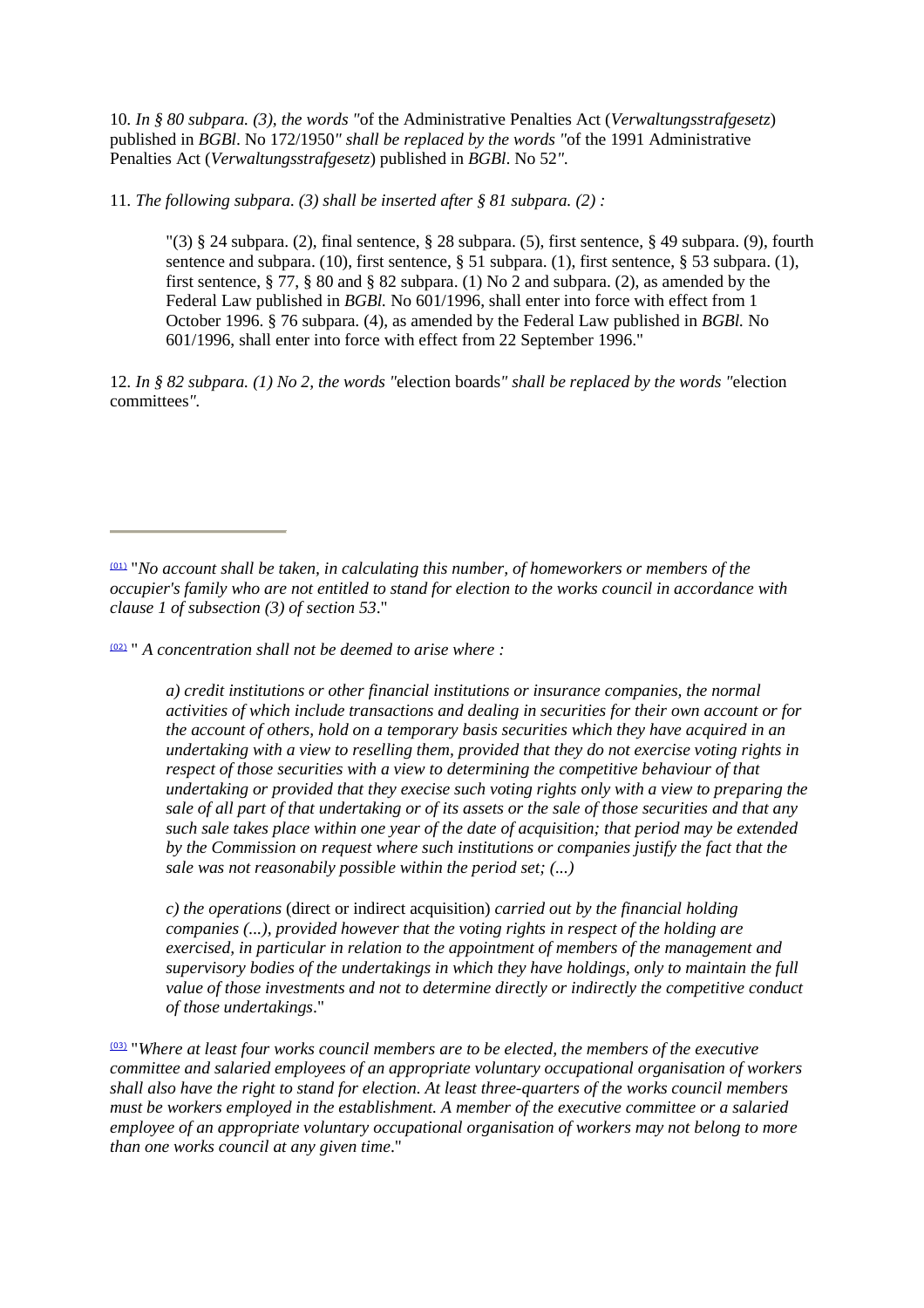10. *In § 80 subpara. (3), the words "*of the Administrative Penalties Act (*Verwaltungsstrafgesetz*) published in *BGBl*. No 172/1950*" shall be replaced by the words "*of the 1991 Administrative Penalties Act (*Verwaltungsstrafgesetz*) published in *BGBl*. No 52*".*

11. *The following subpara. (3) shall be inserted after § 81 subpara. (2) :*

> "(3) § 24 subpara. (2), final sentence, § 28 subpara. (5), first sentence, § 49 subpara. (9), fourth sentence and subpara. (10), first sentence, § 51 subpara. (1), first sentence, § 53 subpara. (1), first sentence, § 77, § 80 and § 82 subpara. (1) No 2 and subpara. (2), as amended by the Federal Law published in *BGBl.* No 601/1996, shall enter into force with effect from 1 October 1996. § 76 subpara. (4), as amended by the Federal Law published in *BGBl.* No 601/1996, shall enter into force with effect from 22 September 1996."

12. *In § 82 subpara. (1) No 2, the words "*election boards*" shall be replaced by the words "*election committees*".*

---

(01) "*No account shall be taken, in calculating this number, of homeworkers or members of the occupier's family who are not entitled to stand for election to the works council in accordance with clause 1 of subsection (3) of section 53*."

(02) " *A concentration shall not be deemed to arise where :*

> *a) credit institutions or other financial institutions or insurance companies, the normal activities of which include transactions and dealing in securities for their own account or for the account of others, hold on a temporary basis securities which they have acquired in an undertaking with a view to reselling them, provided that they do not exercise voting rights in respect of those securities with a view to determining the competitive behaviour of that undertaking or provided that they execise such voting rights only with a view to preparing the sale of all part of that undertaking or of its assets or the sale of those securities and that any such sale takes place within one year of the date of acquisition; that period may be extended by the Commission on request where such institutions or companies justify the fact that the sale was not reasonabily possible within the period set; (...)*
>
> *c) the operations* (direct or indirect acquisition) *carried out by the financial holding companies (...), provided however that the voting rights in respect of the holding are exercised, in particular in relation to the appointment of members of the management and supervisory bodies of the undertakings in which they have holdings, only to maintain the full value of those investments and not to determine directly or indirectly the competitive conduct of those undertakings*."

(03) "*Where at least four works council members are to be elected, the members of the executive committee and salaried employees of an appropriate voluntary occupational organisation of workers shall also have the right to stand for election. At least three-quarters of the works council members must be workers employed in the establishment. A member of the executive committee or a salaried employee of an appropriate voluntary occupational organisation of workers may not belong to more than one works council at any given time*."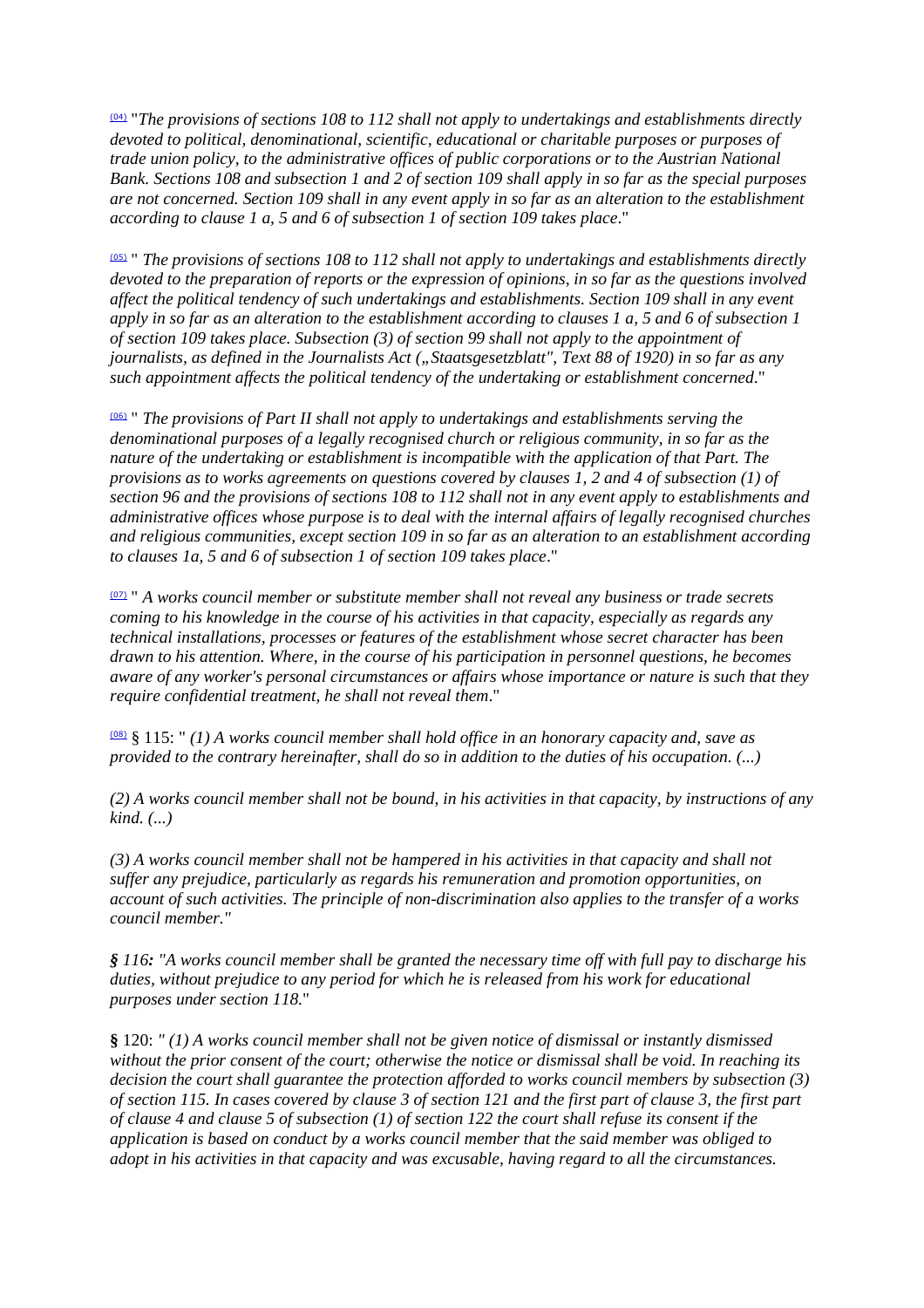(04) "*The provisions of sections 108 to 112 shall not apply to undertakings and establishments directly devoted to political, denominational, scientific, educational or charitable purposes or purposes of trade union policy, to the administrative offices of public corporations or to the Austrian National Bank. Sections 108 and subsection 1 and 2 of section 109 shall apply in so far as the special purposes are not concerned. Section 109 shall in any event apply in so far as an alteration to the establishment according to clause 1 a, 5 and 6 of subsection 1 of section 109 takes place*."

(05) " *The provisions of sections 108 to 112 shall not apply to undertakings and establishments directly devoted to the preparation of reports or the expression of opinions, in so far as the questions involved affect the political tendency of such undertakings and establishments. Section 109 shall in any event apply in so far as an alteration to the establishment according to clauses 1 a, 5 and 6 of subsection 1 of section 109 takes place. Subsection (3) of section 99 shall not apply to the appointment of journalists, as defined in the Journalists Act („Staatsgesetzblatt", Text 88 of 1920) in so far as any such appointment affects the political tendency of the undertaking or establishment concerned*."

(06) " *The provisions of Part II shall not apply to undertakings and establishments serving the denominational purposes of a legally recognised church or religious community, in so far as the nature of the undertaking or establishment is incompatible with the application of that Part. The provisions as to works agreements on questions covered by clauses 1, 2 and 4 of subsection (1) of section 96 and the provisions of sections 108 to 112 shall not in any event apply to establishments and administrative offices whose purpose is to deal with the internal affairs of legally recognised churches and religious communities, except section 109 in so far as an alteration to an establishment according to clauses 1a, 5 and 6 of subsection 1 of section 109 takes place*."

(07) " *A works council member or substitute member shall not reveal any business or trade secrets coming to his knowledge in the course of his activities in that capacity, especially as regards any technical installations, processes or features of the establishment whose secret character has been drawn to his attention. Where, in the course of his participation in personnel questions, he becomes aware of any worker's personal circumstances or affairs whose importance or nature is such that they require confidential treatment, he shall not reveal them*."

(08) § 115: " *(1) A works council member shall hold office in an honorary capacity and, save as provided to the contrary hereinafter, shall do so in addition to the duties of his occupation. (...)*

*(2) A works council member shall not be bound, in his activities in that capacity, by instructions of any kind. (...)*

*(3) A works council member shall not be hampered in his activities in that capacity and shall not suffer any prejudice, particularly as regards his remuneration and promotion opportunities, on account of such activities. The principle of non-discrimination also applies to the transfer of a works council member."*

***§** 116: "A works council member shall be granted the necessary time off with full pay to discharge his duties, without prejudice to any period for which he is released from his work for educational purposes under section 118.*"

**§** 120: *" (1) A works council member shall not be given notice of dismissal or instantly dismissed without the prior consent of the court; otherwise the notice or dismissal shall be void. In reaching its decision the court shall guarantee the protection afforded to works council members by subsection (3) of section 115. In cases covered by clause 3 of section 121 and the first part of clause 3, the first part of clause 4 and clause 5 of subsection (1) of section 122 the court shall refuse its consent if the application is based on conduct by a works council member that the said member was obliged to adopt in his activities in that capacity and was excusable, having regard to all the circumstances.*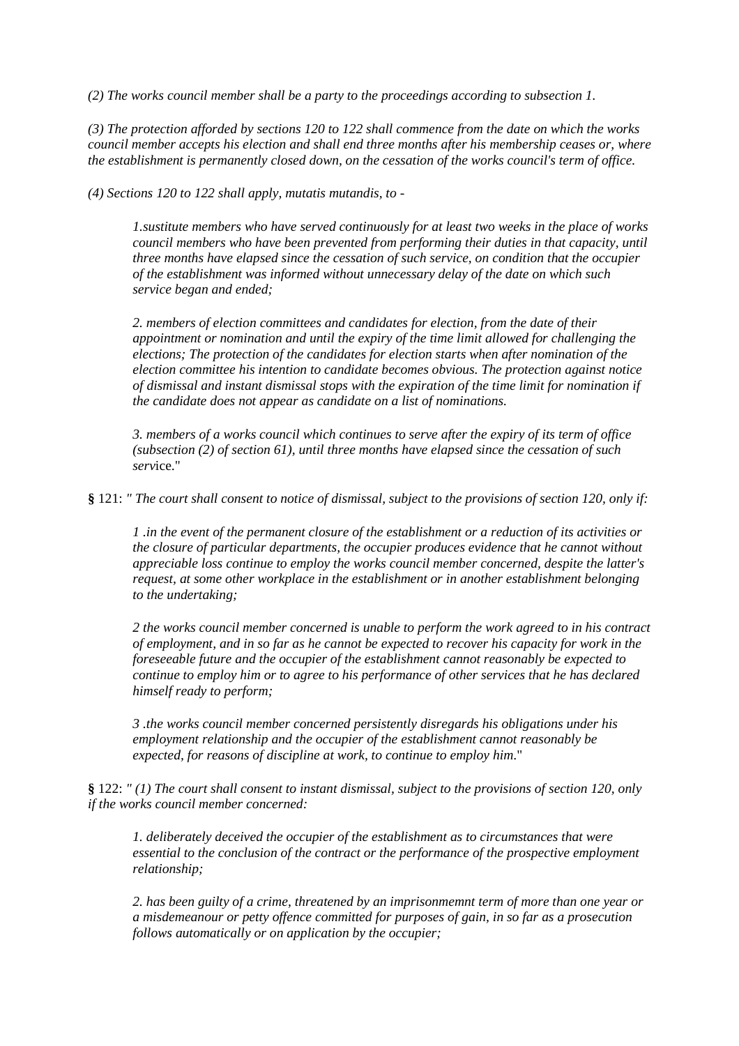*(2) The works council member shall be a party to the proceedings according to subsection 1.*

*(3) The protection afforded by sections 120 to 122 shall commence from the date on which the works council member accepts his election and shall end three months after his membership ceases or, where the establishment is permanently closed down, on the cessation of the works council's term of office.*

*(4) Sections 120 to 122 shall apply, mutatis mutandis, to -*

> *1.sustitute members who have served continuously for at least two weeks in the place of works council members who have been prevented from performing their duties in that capacity, until three months have elapsed since the cessation of such service, on condition that the occupier of the establishment was informed without unnecessary delay of the date on which such service began and ended;*
>
> *2. members of election committees and candidates for election, from the date of their appointment or nomination and until the expiry of the time limit allowed for challenging the elections; The protection of the candidates for election starts when after nomination of the election committee his intention to candidate becomes obvious. The protection against notice of dismissal and instant dismissal stops with the expiration of the time limit for nomination if the candidate does not appear as candidate on a list of nominations.*
>
> *3. members of a works council which continues to serve after the expiry of its term of office (subsection (2) of section 61), until three months have elapsed since the cessation of such serv*ice."

**§** 121: *" The court shall consent to notice of dismissal, subject to the provisions of section 120, only if:*

> *1 .in the event of the permanent closure of the establishment or a reduction of its activities or the closure of particular departments, the occupier produces evidence that he cannot without appreciable loss continue to employ the works council member concerned, despite the latter's request, at some other workplace in the establishment or in another establishment belonging to the undertaking;*
>
> *2 the works council member concerned is unable to perform the work agreed to in his contract of employment, and in so far as he cannot be expected to recover his capacity for work in the foreseeable future and the occupier of the establishment cannot reasonably be expected to continue to employ him or to agree to his performance of other services that he has declared himself ready to perform;*
>
> *3 .the works council member concerned persistently disregards his obligations under his employment relationship and the occupier of the establishment cannot reasonably be expected, for reasons of discipline at work, to continue to employ him*."

**§** 122: *" (1) The court shall consent to instant dismissal, subject to the provisions of section 120, only if the works council member concerned:*

> *1. deliberately deceived the occupier of the establishment as to circumstances that were essential to the conclusion of the contract or the performance of the prospective employment relationship;*
>
> *2. has been guilty of a crime, threatened by an imprisonmemnt term of more than one year or a misdemeanour or petty offence committed for purposes of gain, in so far as a prosecution follows automatically or on application by the occupier;*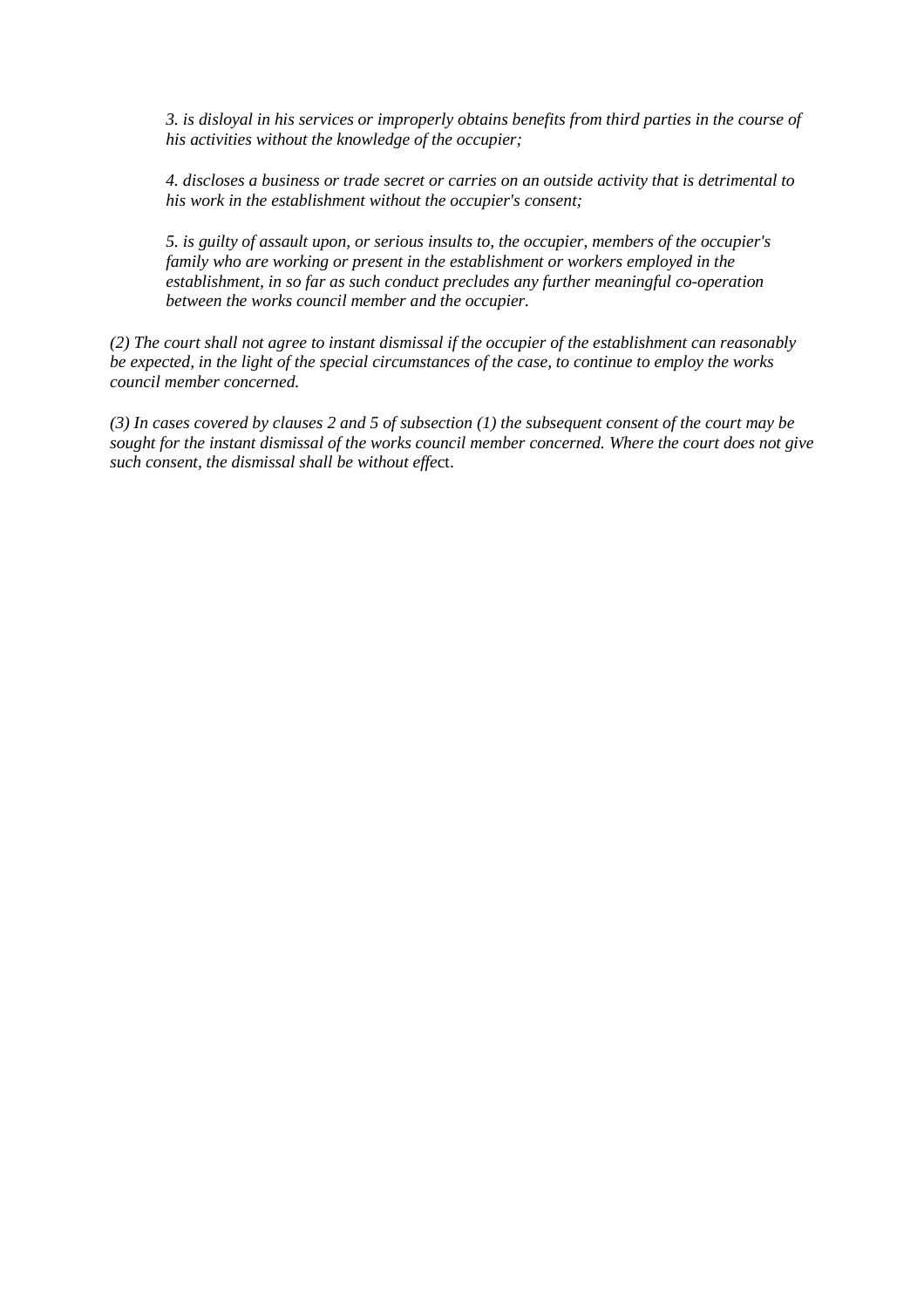*3. is disloyal in his services or improperly obtains benefits from third parties in the course of his activities without the knowledge of the occupier;*

*4. discloses a business or trade secret or carries on an outside activity that is detrimental to his work in the establishment without the occupier's consent;*

*5. is guilty of assault upon, or serious insults to, the occupier, members of the occupier's family who are working or present in the establishment or workers employed in the establishment, in so far as such conduct precludes any further meaningful co-operation between the works council member and the occupier.*

*(2) The court shall not agree to instant dismissal if the occupier of the establishment can reasonably be expected, in the light of the special circumstances of the case, to continue to employ the works council member concerned.*

*(3) In cases covered by clauses 2 and 5 of subsection (1) the subsequent consent of the court may be sought for the instant dismissal of the works council member concerned. Where the court does not give such consent, the dismissal shall be without effect.*